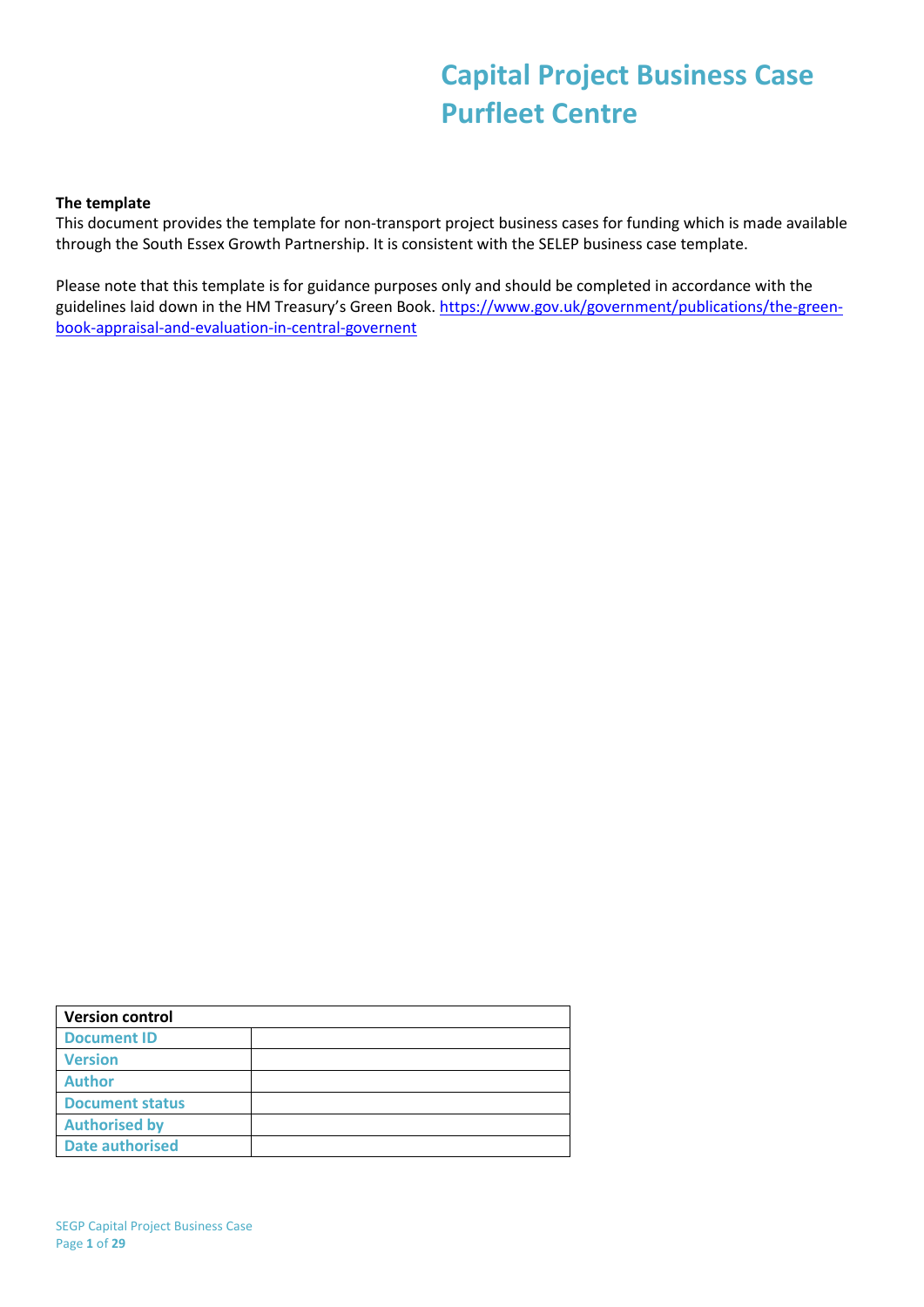# Capital Project Business Case Purfleet Centre

**The template**

This document provides the template for non-transport project business cases for funding which is made available through the South Essex Growth Partnership. It is consistent with the SELEP business case template.

Please note that this template is for guidance purposes only and should be completed in accordance with the guidelines laid down in the HM Treasury's Green Book. https://www.gov.uk/government/publications/the-green-book-appraisal-and-evaluation-in-central-governent

| Version control | |
|---|---|
| **Document ID** | |
| **Version** | |
| **Author** | |
| **Document status** | |
| **Authorised by** | |
| **Date authorised** | |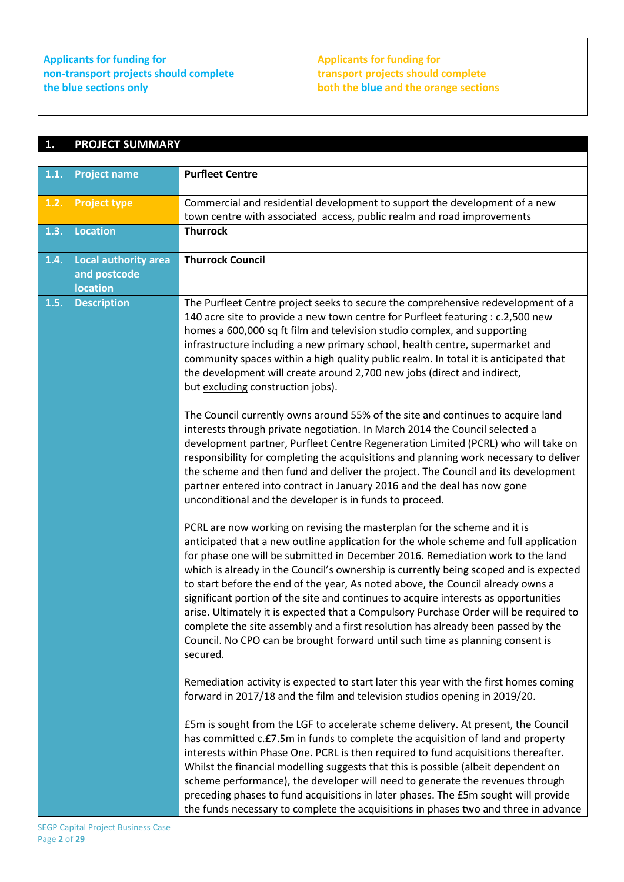| Applicants for funding for non-transport projects should complete the blue sections only | Applicants for funding for transport projects should complete both the blue and the orange sections |
|---|---|

## 1. PROJECT SUMMARY

| | |
|---|---|
| **1.1. Project name** | **Purfleet Centre** |
| **1.2. Project type** | Commercial and residential development to support the development of a new town centre with associated access, public realm and road improvements |
| **1.3. Location** | **Thurrock** |
| **1.4. Local authority area and postcode location** | **Thurrock Council** |
| **1.5. Description** | The Purfleet Centre project seeks to secure the comprehensive redevelopment of a 140 acre site to provide a new town centre for Purfleet featuring : c.2,500 new homes a 600,000 sq ft film and television studio complex, and supporting infrastructure including a new primary school, health centre, supermarket and community spaces within a high quality public realm. In total it is anticipated that the development will create around 2,700 new jobs (direct and indirect, but excluding construction jobs).<br><br>The Council currently owns around 55% of the site and continues to acquire land interests through private negotiation. In March 2014 the Council selected a development partner, Purfleet Centre Regeneration Limited (PCRL) who will take on responsibility for completing the acquisitions and planning work necessary to deliver the scheme and then fund and deliver the project. The Council and its development partner entered into contract in January 2016 and the deal has now gone unconditional and the developer is in funds to proceed.<br><br>PCRL are now working on revising the masterplan for the scheme and it is anticipated that a new outline application for the whole scheme and full application for phase one will be submitted in December 2016. Remediation work to the land which is already in the Council's ownership is currently being scoped and is expected to start before the end of the year, As noted above, the Council already owns a significant portion of the site and continues to acquire interests as opportunities arise. Ultimately it is expected that a Compulsory Purchase Order will be required to complete the site assembly and a first resolution has already been passed by the Council. No CPO can be brought forward until such time as planning consent is secured.<br><br>Remediation activity is expected to start later this year with the first homes coming forward in 2017/18 and the film and television studios opening in 2019/20.<br><br>£5m is sought from the LGF to accelerate scheme delivery. At present, the Council has committed c.£7.5m in funds to complete the acquisition of land and property interests within Phase One. PCRL is then required to fund acquisitions thereafter. Whilst the financial modelling suggests that this is possible (albeit dependent on scheme performance), the developer will need to generate the revenues through preceding phases to fund acquisitions in later phases. The £5m sought will provide the funds necessary to complete the acquisitions in phases two and three in advance |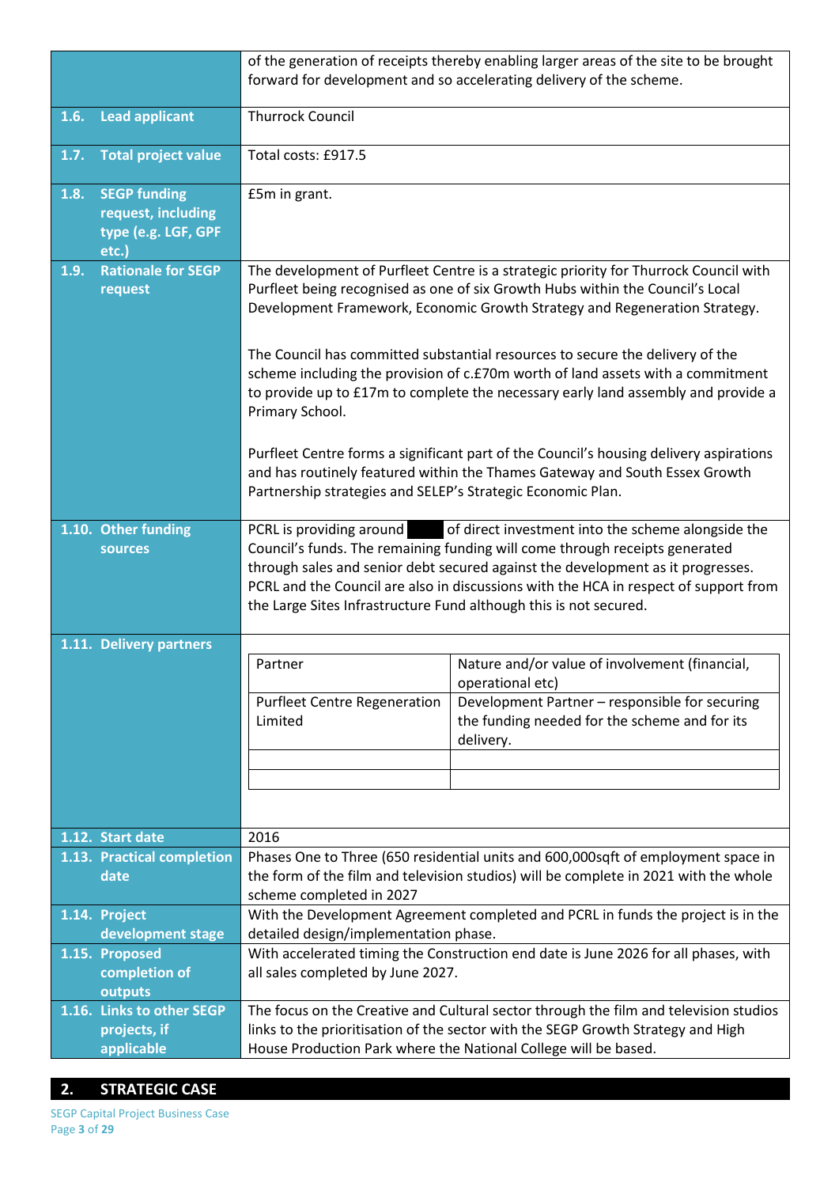| | |
|---|---|
| | of the generation of receipts thereby enabling larger areas of the site to be brought forward for development and so accelerating delivery of the scheme. |
| **1.6. Lead applicant** | Thurrock Council |
| **1.7. Total project value** | Total costs: £917.5 |
| **1.8. SEGP funding request, including type (e.g. LGF, GPF etc.)** | £5m in grant. |
| **1.9. Rationale for SEGP request** | The development of Purfleet Centre is a strategic priority for Thurrock Council with Purfleet being recognised as one of six Growth Hubs within the Council's Local Development Framework, Economic Growth Strategy and Regeneration Strategy.<br><br>The Council has committed substantial resources to secure the delivery of the scheme including the provision of c.£70m worth of land assets with a commitment to provide up to £17m to complete the necessary early land assembly and provide a Primary School.<br><br>Purfleet Centre forms a significant part of the Council's housing delivery aspirations and has routinely featured within the Thames Gateway and South Essex Growth Partnership strategies and SELEP's Strategic Economic Plan. |
| **1.10. Other funding sources** | PCRL is providing around ███ of direct investment into the scheme alongside the Council's funds. The remaining funding will come through receipts generated through sales and senior debt secured against the development as it progresses. PCRL and the Council are also in discussions with the HCA in respect of support from the Large Sites Infrastructure Fund although this is not secured. |
| **1.11. Delivery partners** | (see table below) |
| **1.12. Start date** | 2016 |
| **1.13. Practical completion date** | Phases One to Three (650 residential units and 600,000sqft of employment space in the form of the film and television studios) will be complete in 2021 with the whole scheme completed in 2027 |
| **1.14. Project development stage** | With the Development Agreement completed and PCRL in funds the project is in the detailed design/implementation phase. |
| **1.15. Proposed completion of outputs** | With accelerated timing the Construction end date is June 2026 for all phases, with all sales completed by June 2027. |
| **1.16. Links to other SEGP projects, if applicable** | The focus on the Creative and Cultural sector through the film and television studios links to the prioritisation of the sector with the SEGP Growth Strategy and High House Production Park where the National College will be based. |

**1.11. Delivery partners**

| Partner | Nature and/or value of involvement (financial, operational etc) |
|---|---|
| Purfleet Centre Regeneration Limited | Development Partner – responsible for securing the funding needed for the scheme and for its delivery. |
| | |
| | |

## 2. STRATEGIC CASE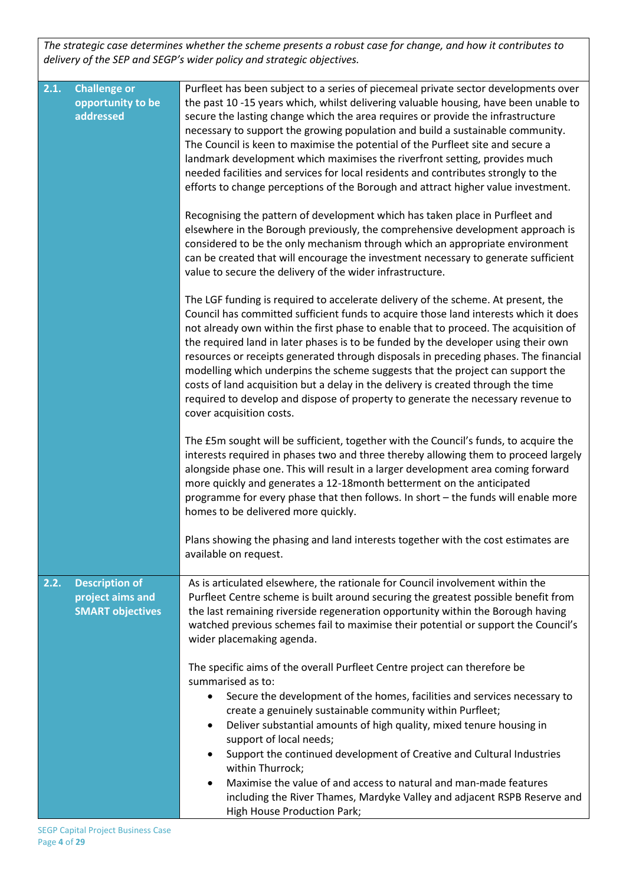*The strategic case determines whether the scheme presents a robust case for change, and how it contributes to delivery of the SEP and SEGP's wider policy and strategic objectives.*

| | |
|---|---|
| **2.1. Challenge or opportunity to be addressed** | Purfleet has been subject to a series of piecemeal private sector developments over the past 10 -15 years which, whilst delivering valuable housing, have been unable to secure the lasting change which the area requires or provide the infrastructure necessary to support the growing population and build a sustainable community. The Council is keen to maximise the potential of the Purfleet site and secure a landmark development which maximises the riverfront setting, provides much needed facilities and services for local residents and contributes strongly to the efforts to change perceptions of the Borough and attract higher value investment.<br><br>Recognising the pattern of development which has taken place in Purfleet and elsewhere in the Borough previously, the comprehensive development approach is considered to be the only mechanism through which an appropriate environment can be created that will encourage the investment necessary to generate sufficient value to secure the delivery of the wider infrastructure.<br><br>The LGF funding is required to accelerate delivery of the scheme. At present, the Council has committed sufficient funds to acquire those land interests which it does not already own within the first phase to enable that to proceed. The acquisition of the required land in later phases is to be funded by the developer using their own resources or receipts generated through disposals in preceding phases. The financial modelling which underpins the scheme suggests that the project can support the costs of land acquisition but a delay in the delivery is created through the time required to develop and dispose of property to generate the necessary revenue to cover acquisition costs.<br><br>The £5m sought will be sufficient, together with the Council's funds, to acquire the interests required in phases two and three thereby allowing them to proceed largely alongside phase one. This will result in a larger development area coming forward more quickly and generates a 12-18month betterment on the anticipated programme for every phase that then follows. In short – the funds will enable more homes to be delivered more quickly.<br><br>Plans showing the phasing and land interests together with the cost estimates are available on request. |
| **2.2. Description of project aims and SMART objectives** | As is articulated elsewhere, the rationale for Council involvement within the Purfleet Centre scheme is built around securing the greatest possible benefit from the last remaining riverside regeneration opportunity within the Borough having watched previous schemes fail to maximise their potential or support the Council's wider placemaking agenda.<br><br>The specific aims of the overall Purfleet Centre project can therefore be summarised as to:<br>• Secure the development of the homes, facilities and services necessary to create a genuinely sustainable community within Purfleet;<br>• Deliver substantial amounts of high quality, mixed tenure housing in support of local needs;<br>• Support the continued development of Creative and Cultural Industries within Thurrock;<br>• Maximise the value of and access to natural and man-made features including the River Thames, Mardyke Valley and adjacent RSPB Reserve and High House Production Park; |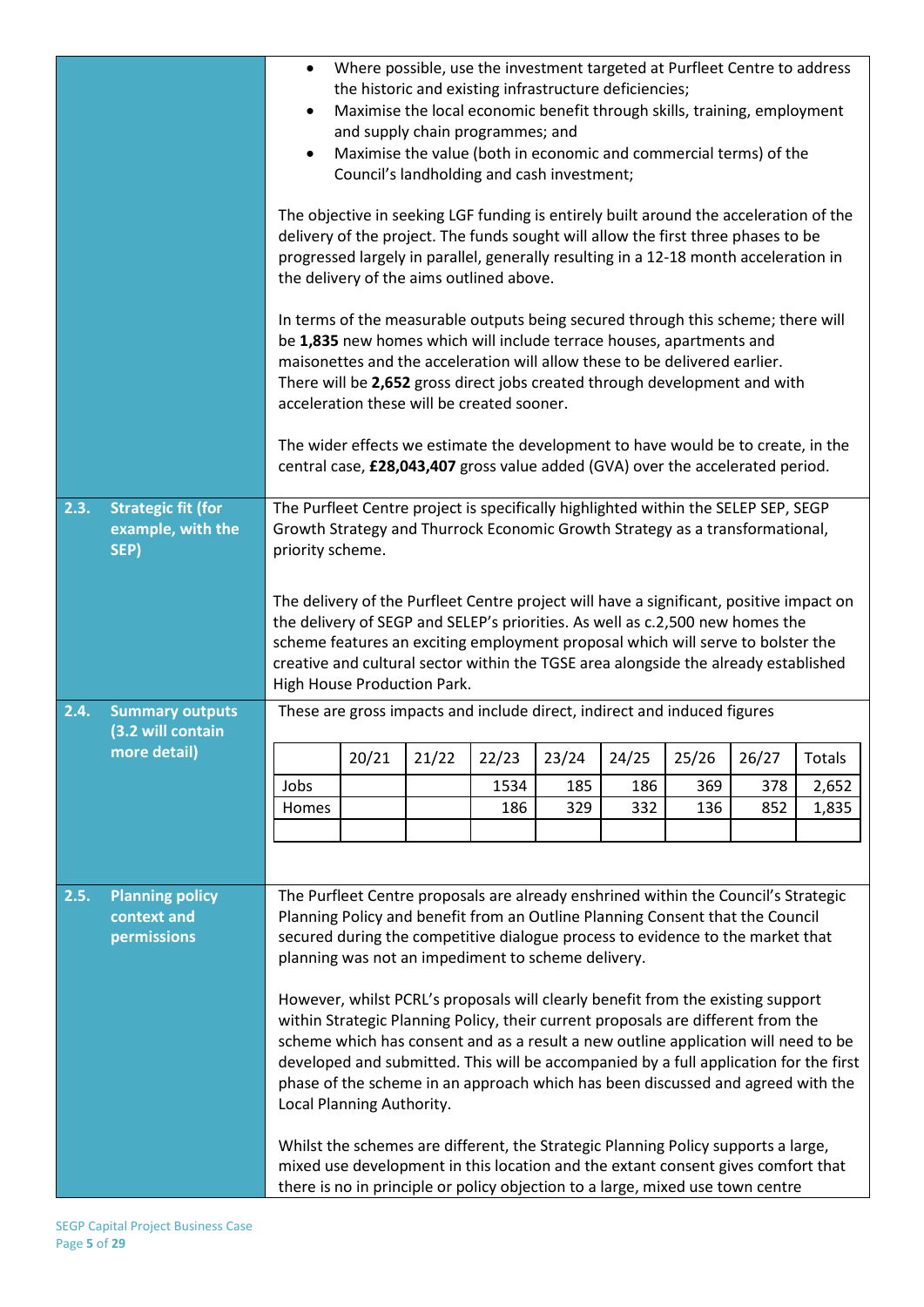- Where possible, use the investment targeted at Purfleet Centre to address the historic and existing infrastructure deficiencies;
- Maximise the local economic benefit through skills, training, employment and supply chain programmes; and
- Maximise the value (both in economic and commercial terms) of the Council's landholding and cash investment;

The objective in seeking LGF funding is entirely built around the acceleration of the delivery of the project. The funds sought will allow the first three phases to be progressed largely in parallel, generally resulting in a 12-18 month acceleration in the delivery of the aims outlined above.

In terms of the measurable outputs being secured through this scheme; there will be **1,835** new homes which will include terrace houses, apartments and maisonettes and the acceleration will allow these to be delivered earlier. There will be **2,652** gross direct jobs created through development and with acceleration these will be created sooner.

The wider effects we estimate the development to have would be to create, in the central case, **£28,043,407** gross value added (GVA) over the accelerated period.

**2.3. Strategic fit (for example, with the SEP)**

The Purfleet Centre project is specifically highlighted within the SELEP SEP, SEGP Growth Strategy and Thurrock Economic Growth Strategy as a transformational, priority scheme.

The delivery of the Purfleet Centre project will have a significant, positive impact on the delivery of SEGP and SELEP's priorities. As well as c.2,500 new homes the scheme features an exciting employment proposal which will serve to bolster the creative and cultural sector within the TGSE area alongside the already established High House Production Park.

**2.4. Summary outputs (3.2 will contain more detail)**

These are gross impacts and include direct, indirect and induced figures

| | 20/21 | 21/22 | 22/23 | 23/24 | 24/25 | 25/26 | 26/27 | Totals |
|---|---|---|---|---|---|---|---|---|
| Jobs | | | 1534 | 185 | 186 | 369 | 378 | 2,652 |
| Homes | | | 186 | 329 | 332 | 136 | 852 | 1,835 |
| | | | | | | | | |

**2.5. Planning policy context and permissions**

The Purfleet Centre proposals are already enshrined within the Council's Strategic Planning Policy and benefit from an Outline Planning Consent that the Council secured during the competitive dialogue process to evidence to the market that planning was not an impediment to scheme delivery.

However, whilst PCRL's proposals will clearly benefit from the existing support within Strategic Planning Policy, their current proposals are different from the scheme which has consent and as a result a new outline application will need to be developed and submitted. This will be accompanied by a full application for the first phase of the scheme in an approach which has been discussed and agreed with the Local Planning Authority.

Whilst the schemes are different, the Strategic Planning Policy supports a large, mixed use development in this location and the extant consent gives comfort that there is no in principle or policy objection to a large, mixed use town centre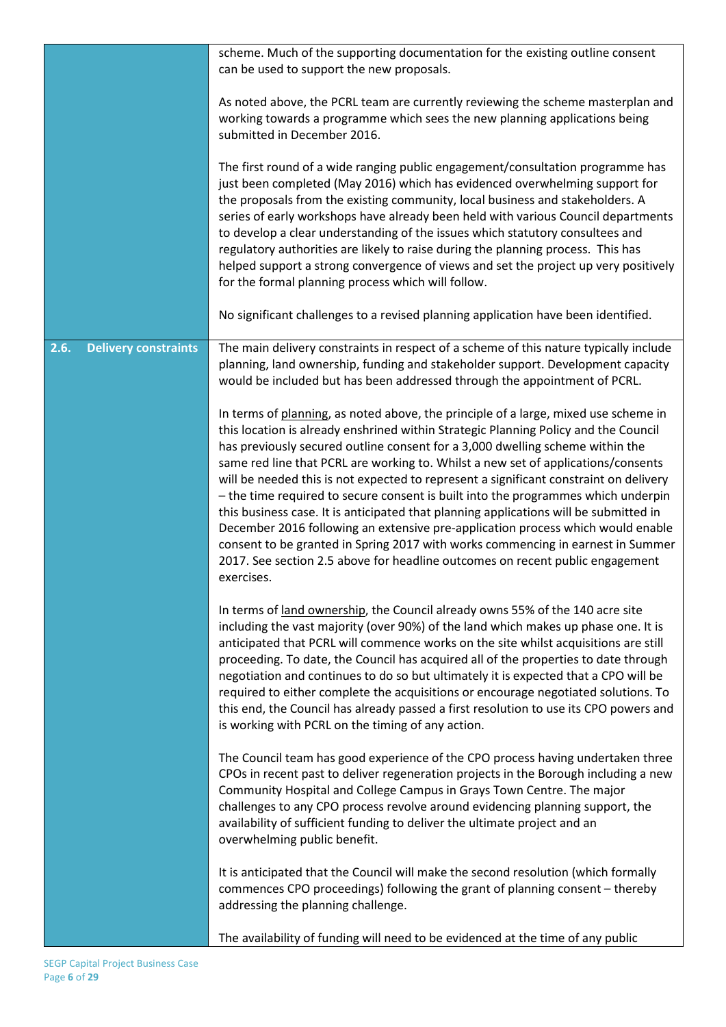| | |
|---|---|
| | scheme. Much of the supporting documentation for the existing outline consent can be used to support the new proposals.<br><br>As noted above, the PCRL team are currently reviewing the scheme masterplan and working towards a programme which sees the new planning applications being submitted in December 2016.<br><br>The first round of a wide ranging public engagement/consultation programme has just been completed (May 2016) which has evidenced overwhelming support for the proposals from the existing community, local business and stakeholders. A series of early workshops have already been held with various Council departments to develop a clear understanding of the issues which statutory consultees and regulatory authorities are likely to raise during the planning process. This has helped support a strong convergence of views and set the project up very positively for the formal planning process which will follow.<br><br>No significant challenges to a revised planning application have been identified. |
| **2.6. Delivery constraints** | The main delivery constraints in respect of a scheme of this nature typically include planning, land ownership, funding and stakeholder support. Development capacity would be included but has been addressed through the appointment of PCRL.<br><br>In terms of planning, as noted above, the principle of a large, mixed use scheme in this location is already enshrined within Strategic Planning Policy and the Council has previously secured outline consent for a 3,000 dwelling scheme within the same red line that PCRL are working to. Whilst a new set of applications/consents will be needed this is not expected to represent a significant constraint on delivery – the time required to secure consent is built into the programmes which underpin this business case. It is anticipated that planning applications will be submitted in December 2016 following an extensive pre-application process which would enable consent to be granted in Spring 2017 with works commencing in earnest in Summer 2017. See section 2.5 above for headline outcomes on recent public engagement exercises.<br><br>In terms of land ownership, the Council already owns 55% of the 140 acre site including the vast majority (over 90%) of the land which makes up phase one. It is anticipated that PCRL will commence works on the site whilst acquisitions are still proceeding. To date, the Council has acquired all of the properties to date through negotiation and continues to do so but ultimately it is expected that a CPO will be required to either complete the acquisitions or encourage negotiated solutions. To this end, the Council has already passed a first resolution to use its CPO powers and is working with PCRL on the timing of any action.<br><br>The Council team has good experience of the CPO process having undertaken three CPOs in recent past to deliver regeneration projects in the Borough including a new Community Hospital and College Campus in Grays Town Centre. The major challenges to any CPO process revolve around evidencing planning support, the availability of sufficient funding to deliver the ultimate project and an overwhelming public benefit.<br><br>It is anticipated that the Council will make the second resolution (which formally commences CPO proceedings) following the grant of planning consent – thereby addressing the planning challenge.<br><br>The availability of funding will need to be evidenced at the time of any public |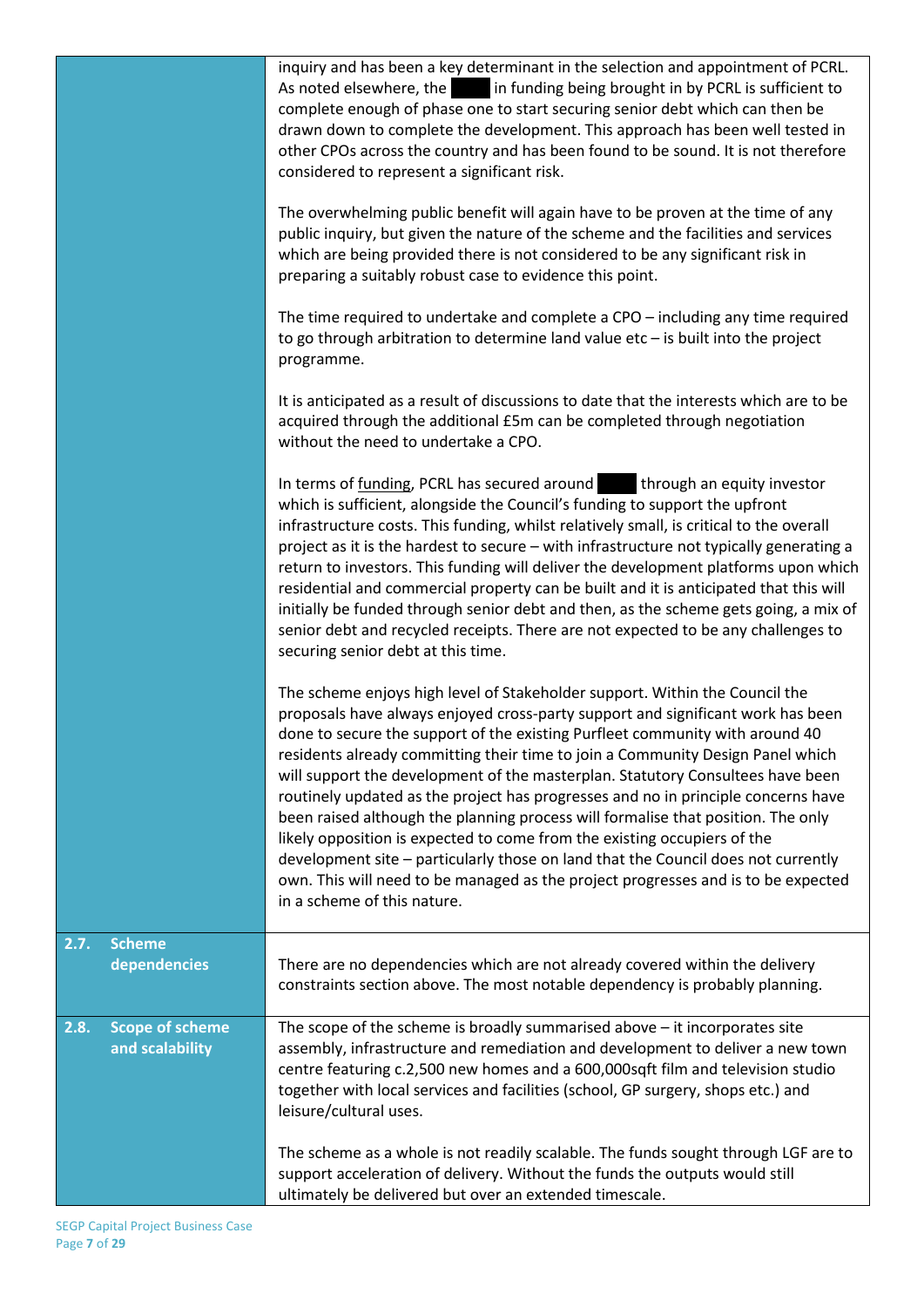| | |
|---|---|
| | inquiry and has been a key determinant in the selection and appointment of PCRL. As noted elsewhere, the ████ in funding being brought in by PCRL is sufficient to complete enough of phase one to start securing senior debt which can then be drawn down to complete the development. This approach has been well tested in other CPOs across the country and has been found to be sound. It is not therefore considered to represent a significant risk.<br><br>The overwhelming public benefit will again have to be proven at the time of any public inquiry, but given the nature of the scheme and the facilities and services which are being provided there is not considered to be any significant risk in preparing a suitably robust case to evidence this point.<br><br>The time required to undertake and complete a CPO – including any time required to go through arbitration to determine land value etc – is built into the project programme.<br><br>It is anticipated as a result of discussions to date that the interests which are to be acquired through the additional £5m can be completed through negotiation without the need to undertake a CPO.<br><br>In terms of funding, PCRL has secured around ████ through an equity investor which is sufficient, alongside the Council's funding to support the upfront infrastructure costs. This funding, whilst relatively small, is critical to the overall project as it is the hardest to secure – with infrastructure not typically generating a return to investors. This funding will deliver the development platforms upon which residential and commercial property can be built and it is anticipated that this will initially be funded through senior debt and then, as the scheme gets going, a mix of senior debt and recycled receipts. There are not expected to be any challenges to securing senior debt at this time.<br><br>The scheme enjoys high level of Stakeholder support. Within the Council the proposals have always enjoyed cross-party support and significant work has been done to secure the support of the existing Purfleet community with around 40 residents already committing their time to join a Community Design Panel which will support the development of the masterplan. Statutory Consultees have been routinely updated as the project has progresses and no in principle concerns have been raised although the planning process will formalise that position. The only likely opposition is expected to come from the existing occupiers of the development site – particularly those on land that the Council does not currently own. This will need to be managed as the project progresses and is to be expected in a scheme of this nature. |
| **2.7. Scheme dependencies** | There are no dependencies which are not already covered within the delivery constraints section above. The most notable dependency is probably planning. |
| **2.8. Scope of scheme and scalability** | The scope of the scheme is broadly summarised above – it incorporates site assembly, infrastructure and remediation and development to deliver a new town centre featuring c.2,500 new homes and a 600,000sqft film and television studio together with local services and facilities (school, GP surgery, shops etc.) and leisure/cultural uses.<br><br>The scheme as a whole is not readily scalable. The funds sought through LGF are to support acceleration of delivery. Without the funds the outputs would still ultimately be delivered but over an extended timescale. |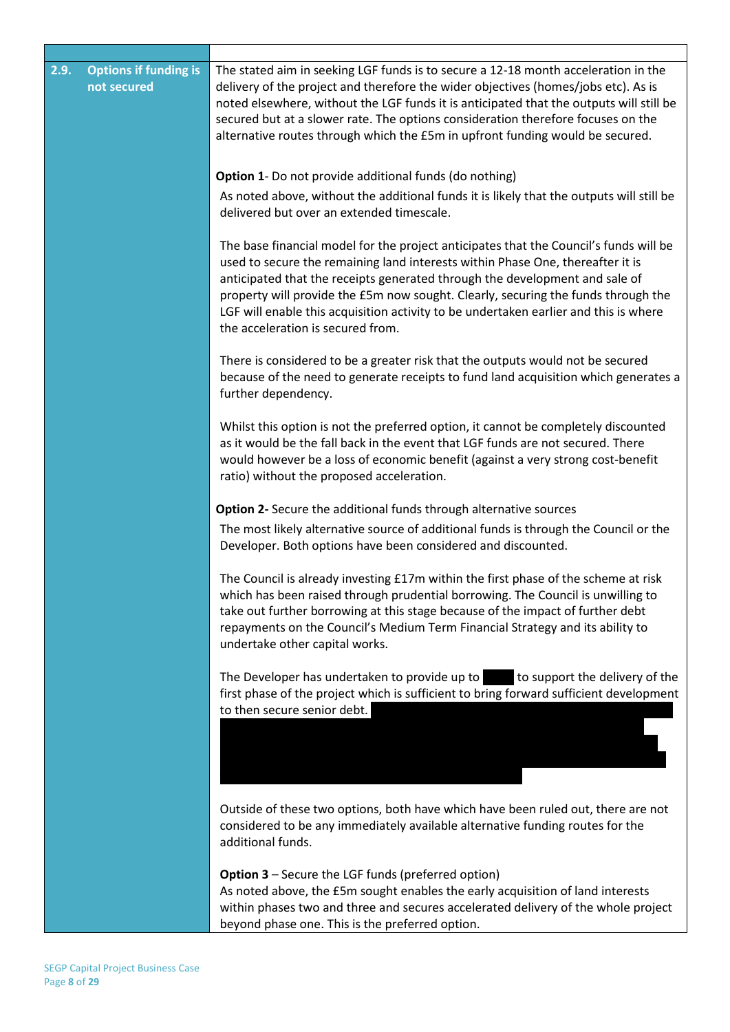| | |
|---|---|
| **2.9. Options if funding is not secured** | The stated aim in seeking LGF funds is to secure a 12-18 month acceleration in the delivery of the project and therefore the wider objectives (homes/jobs etc). As is noted elsewhere, without the LGF funds it is anticipated that the outputs will still be secured but at a slower rate. The options consideration therefore focuses on the alternative routes through which the £5m in upfront funding would be secured.<br><br>**Option 1**- Do not provide additional funds (do nothing)<br>As noted above, without the additional funds it is likely that the outputs will still be delivered but over an extended timescale.<br><br>The base financial model for the project anticipates that the Council's funds will be used to secure the remaining land interests within Phase One, thereafter it is anticipated that the receipts generated through the development and sale of property will provide the £5m now sought. Clearly, securing the funds through the LGF will enable this acquisition activity to be undertaken earlier and this is where the acceleration is secured from.<br><br>There is considered to be a greater risk that the outputs would not be secured because of the need to generate receipts to fund land acquisition which generates a further dependency.<br><br>Whilst this option is not the preferred option, it cannot be completely discounted as it would be the fall back in the event that LGF funds are not secured. There would however be a loss of economic benefit (against a very strong cost-benefit ratio) without the proposed acceleration.<br><br>**Option 2-** Secure the additional funds through alternative sources<br>The most likely alternative source of additional funds is through the Council or the Developer. Both options have been considered and discounted.<br><br>The Council is already investing £17m within the first phase of the scheme at risk which has been raised through prudential borrowing. The Council is unwilling to take out further borrowing at this stage because of the impact of further debt repayments on the Council's Medium Term Financial Strategy and its ability to undertake other capital works.<br><br>The Developer has undertaken to provide up to [REDACTED] to support the delivery of the first phase of the project which is sufficient to bring forward sufficient development to then secure senior debt. [REDACTED]<br><br>Outside of these two options, both have which have been ruled out, there are not considered to be any immediately available alternative funding routes for the additional funds.<br><br>**Option 3** – Secure the LGF funds (preferred option)<br>As noted above, the £5m sought enables the early acquisition of land interests within phases two and three and secures accelerated delivery of the whole project beyond phase one. This is the preferred option. |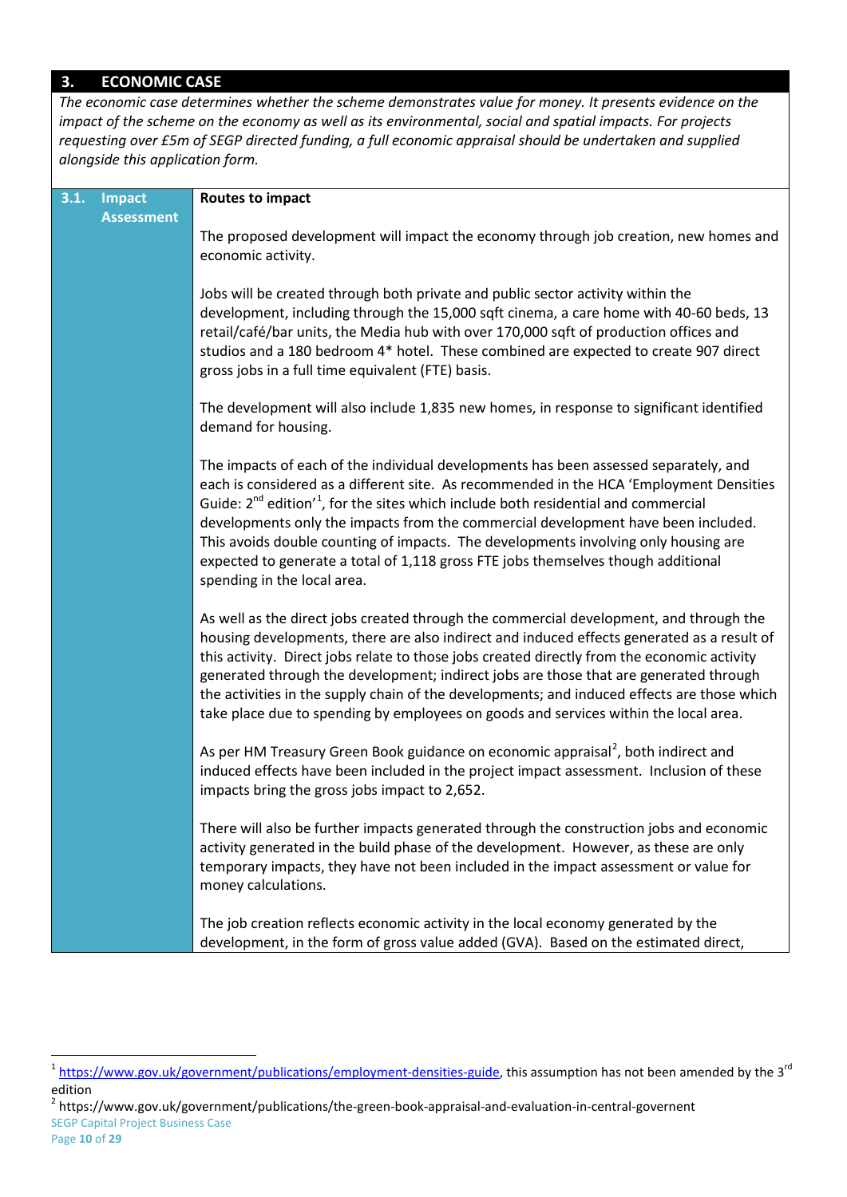## 3. ECONOMIC CASE

*The economic case determines whether the scheme demonstrates value for money. It presents evidence on the impact of the scheme on the economy as well as its environmental, social and spatial impacts. For projects requesting over £5m of SEGP directed funding, a full economic appraisal should be undertaken and supplied alongside this application form.*

### 3.1. Impact Assessment

**Routes to impact**

The proposed development will impact the economy through job creation, new homes and economic activity.

Jobs will be created through both private and public sector activity within the development, including through the 15,000 sqft cinema, a care home with 40-60 beds, 13 retail/café/bar units, the Media hub with over 170,000 sqft of production offices and studios and a 180 bedroom 4* hotel. These combined are expected to create 907 direct gross jobs in a full time equivalent (FTE) basis.

The development will also include 1,835 new homes, in response to significant identified demand for housing.

The impacts of each of the individual developments has been assessed separately, and each is considered as a different site. As recommended in the HCA 'Employment Densities Guide: 2nd edition'[1], for the sites which include both residential and commercial developments only the impacts from the commercial development have been included. This avoids double counting of impacts. The developments involving only housing are expected to generate a total of 1,118 gross FTE jobs themselves though additional spending in the local area.

As well as the direct jobs created through the commercial development, and through the housing developments, there are also indirect and induced effects generated as a result of this activity. Direct jobs relate to those jobs created directly from the economic activity generated through the development; indirect jobs are those that are generated through the activities in the supply chain of the developments; and induced effects are those which take place due to spending by employees on goods and services within the local area.

As per HM Treasury Green Book guidance on economic appraisal[2], both indirect and induced effects have been included in the project impact assessment. Inclusion of these impacts bring the gross jobs impact to 2,652.

There will also be further impacts generated through the construction jobs and economic activity generated in the build phase of the development. However, as these are only temporary impacts, they have not been included in the impact assessment or value for money calculations.

The job creation reflects economic activity in the local economy generated by the development, in the form of gross value added (GVA). Based on the estimated direct,

---

[1] https://www.gov.uk/government/publications/employment-densities-guide, this assumption has not been amended by the 3rd edition

[2] https://www.gov.uk/government/publications/the-green-book-appraisal-and-evaluation-in-central-governent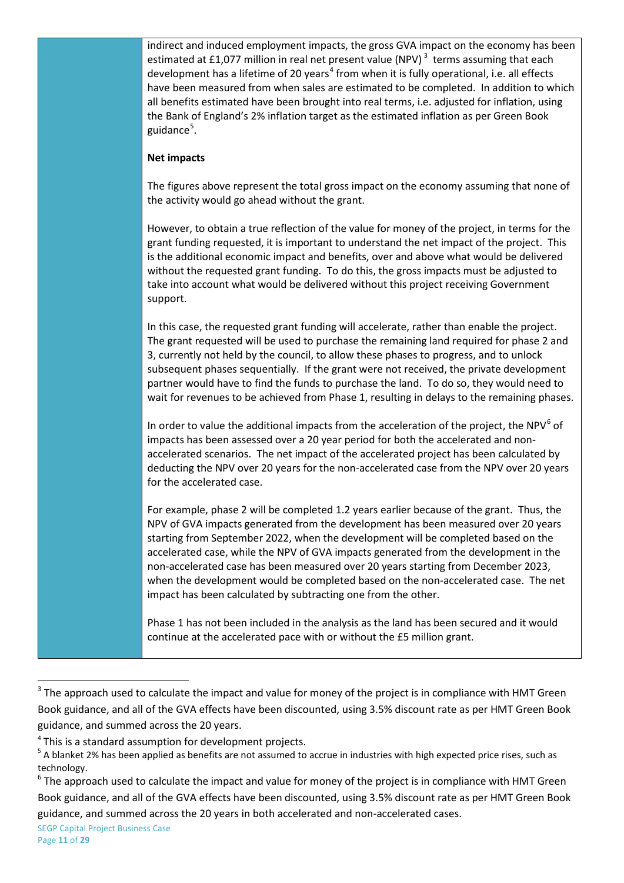indirect and induced employment impacts, the gross GVA impact on the economy has been estimated at £1,077 million in real net present value (NPV)[3] terms assuming that each development has a lifetime of 20 years[4] from when it is fully operational, i.e. all effects have been measured from when sales are estimated to be completed. In addition to which all benefits estimated have been brought into real terms, i.e. adjusted for inflation, using the Bank of England's 2% inflation target as the estimated inflation as per Green Book guidance[5].

**Net impacts**

The figures above represent the total gross impact on the economy assuming that none of the activity would go ahead without the grant.

However, to obtain a true reflection of the value for money of the project, in terms for the grant funding requested, it is important to understand the net impact of the project. This is the additional economic impact and benefits, over and above what would be delivered without the requested grant funding. To do this, the gross impacts must be adjusted to take into account what would be delivered without this project receiving Government support.

In this case, the requested grant funding will accelerate, rather than enable the project. The grant requested will be used to purchase the remaining land required for phase 2 and 3, currently not held by the council, to allow these phases to progress, and to unlock subsequent phases sequentially. If the grant were not received, the private development partner would have to find the funds to purchase the land. To do so, they would need to wait for revenues to be achieved from Phase 1, resulting in delays to the remaining phases.

In order to value the additional impacts from the acceleration of the project, the NPV[6] of impacts has been assessed over a 20 year period for both the accelerated and non-accelerated scenarios. The net impact of the accelerated project has been calculated by deducting the NPV over 20 years for the non-accelerated case from the NPV over 20 years for the accelerated case.

For example, phase 2 will be completed 1.2 years earlier because of the grant. Thus, the NPV of GVA impacts generated from the development has been measured over 20 years starting from September 2022, when the development will be completed based on the accelerated case, while the NPV of GVA impacts generated from the development in the non-accelerated case has been measured over 20 years starting from December 2023, when the development would be completed based on the non-accelerated case. The net impact has been calculated by subtracting one from the other.

Phase 1 has not been included in the analysis as the land has been secured and it would continue at the accelerated pace with or without the £5 million grant.

---

[3] The approach used to calculate the impact and value for money of the project is in compliance with HMT Green Book guidance, and all of the GVA effects have been discounted, using 3.5% discount rate as per HMT Green Book guidance, and summed across the 20 years.

[4] This is a standard assumption for development projects.

[5] A blanket 2% has been applied as benefits are not assumed to accrue in industries with high expected price rises, such as technology.

[6] The approach used to calculate the impact and value for money of the project is in compliance with HMT Green Book guidance, and all of the GVA effects have been discounted, using 3.5% discount rate as per HMT Green Book guidance, and summed across the 20 years in both accelerated and non-accelerated cases.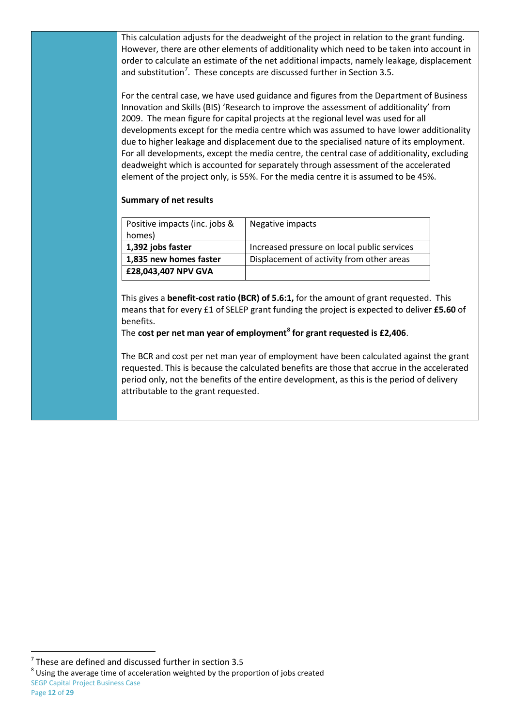This calculation adjusts for the deadweight of the project in relation to the grant funding. However, there are other elements of additionality which need to be taken into account in order to calculate an estimate of the net additional impacts, namely leakage, displacement and substitution[7]. These concepts are discussed further in Section 3.5.

For the central case, we have used guidance and figures from the Department of Business Innovation and Skills (BIS) 'Research to improve the assessment of additionality' from 2009. The mean figure for capital projects at the regional level was used for all developments except for the media centre which was assumed to have lower additionality due to higher leakage and displacement due to the specialised nature of its employment. For all developments, except the media centre, the central case of additionality, excluding deadweight which is accounted for separately through assessment of the accelerated element of the project only, is 55%. For the media centre it is assumed to be 45%.

**Summary of net results**

| Positive impacts (inc. jobs & homes) | Negative impacts |
|---|---|
| **1,392 jobs faster** | Increased pressure on local public services |
| **1,835 new homes faster** | Displacement of activity from other areas |
| **£28,043,407 NPV GVA** | |

This gives a **benefit-cost ratio (BCR) of 5.6:1,** for the amount of grant requested. This means that for every £1 of SELEP grant funding the project is expected to deliver **£5.60** of benefits.

The **cost per net man year of employment[8] for grant requested is £2,406**.

The BCR and cost per net man year of employment have been calculated against the grant requested. This is because the calculated benefits are those that accrue in the accelerated period only, not the benefits of the entire development, as this is the period of delivery attributable to the grant requested.

---

[7] These are defined and discussed further in section 3.5

[8] Using the average time of acceleration weighted by the proportion of jobs created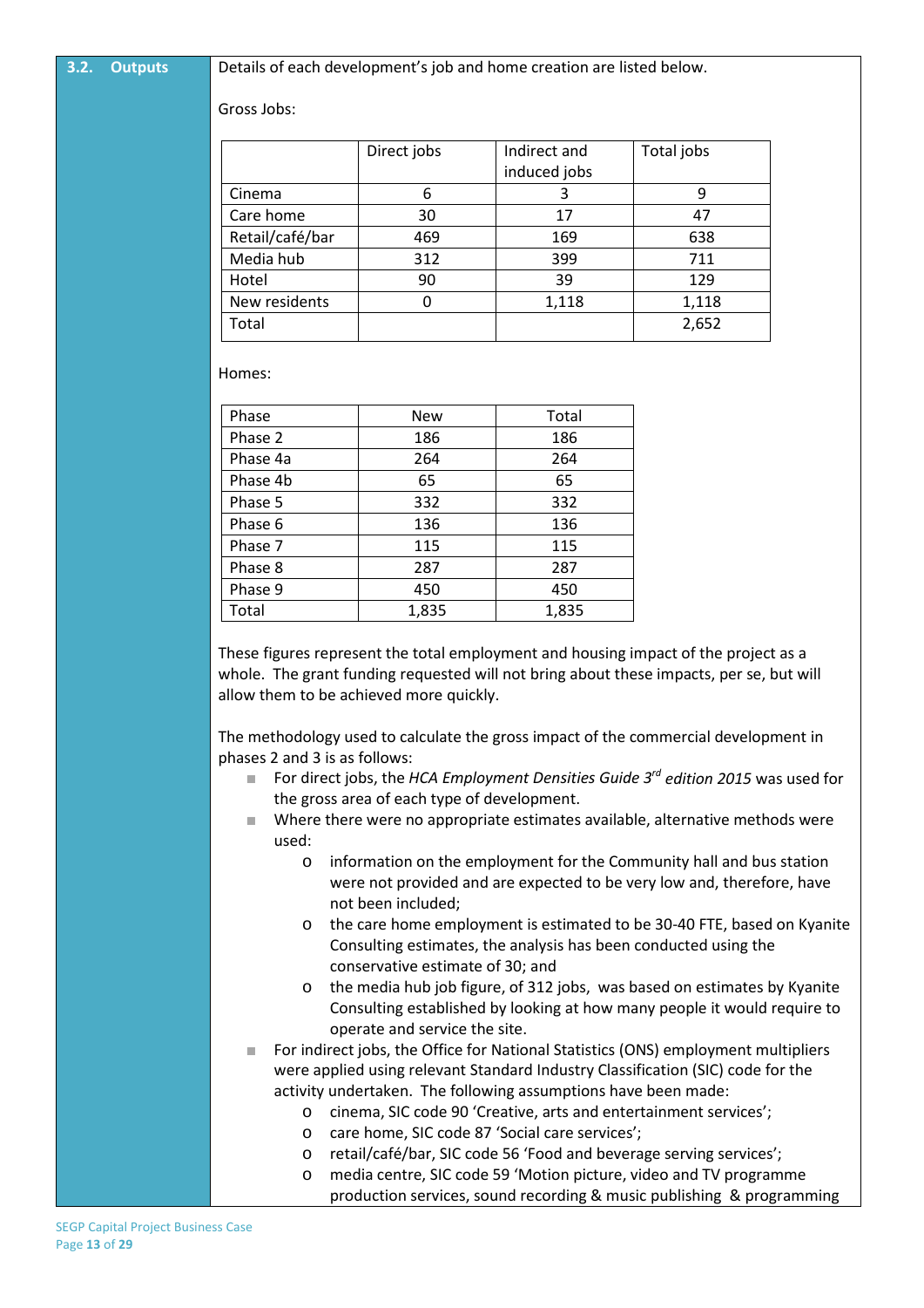## 3.2. Outputs

Details of each development's job and home creation are listed below.

Gross Jobs:

| | Direct jobs | Indirect and induced jobs | Total jobs |
|---|---|---|---|
| Cinema | 6 | 3 | 9 |
| Care home | 30 | 17 | 47 |
| Retail/café/bar | 469 | 169 | 638 |
| Media hub | 312 | 399 | 711 |
| Hotel | 90 | 39 | 129 |
| New residents | 0 | 1,118 | 1,118 |
| Total | | | 2,652 |

Homes:

| Phase | New | Total |
|---|---|---|
| Phase 2 | 186 | 186 |
| Phase 4a | 264 | 264 |
| Phase 4b | 65 | 65 |
| Phase 5 | 332 | 332 |
| Phase 6 | 136 | 136 |
| Phase 7 | 115 | 115 |
| Phase 8 | 287 | 287 |
| Phase 9 | 450 | 450 |
| Total | 1,835 | 1,835 |

These figures represent the total employment and housing impact of the project as a whole. The grant funding requested will not bring about these impacts, per se, but will allow them to be achieved more quickly.

The methodology used to calculate the gross impact of the commercial development in phases 2 and 3 is as follows:

- For direct jobs, the *HCA Employment Densities Guide 3rd edition 2015* was used for the gross area of each type of development.
- Where there were no appropriate estimates available, alternative methods were used:
  - information on the employment for the Community hall and bus station were not provided and are expected to be very low and, therefore, have not been included;
  - the care home employment is estimated to be 30-40 FTE, based on Kyanite Consulting estimates, the analysis has been conducted using the conservative estimate of 30; and
  - the media hub job figure, of 312 jobs, was based on estimates by Kyanite Consulting established by looking at how many people it would require to operate and service the site.
- For indirect jobs, the Office for National Statistics (ONS) employment multipliers were applied using relevant Standard Industry Classification (SIC) code for the activity undertaken. The following assumptions have been made:
  - cinema, SIC code 90 'Creative, arts and entertainment services';
  - care home, SIC code 87 'Social care services';
  - retail/café/bar, SIC code 56 'Food and beverage serving services';
  - media centre, SIC code 59 'Motion picture, video and TV programme production services, sound recording & music publishing & programming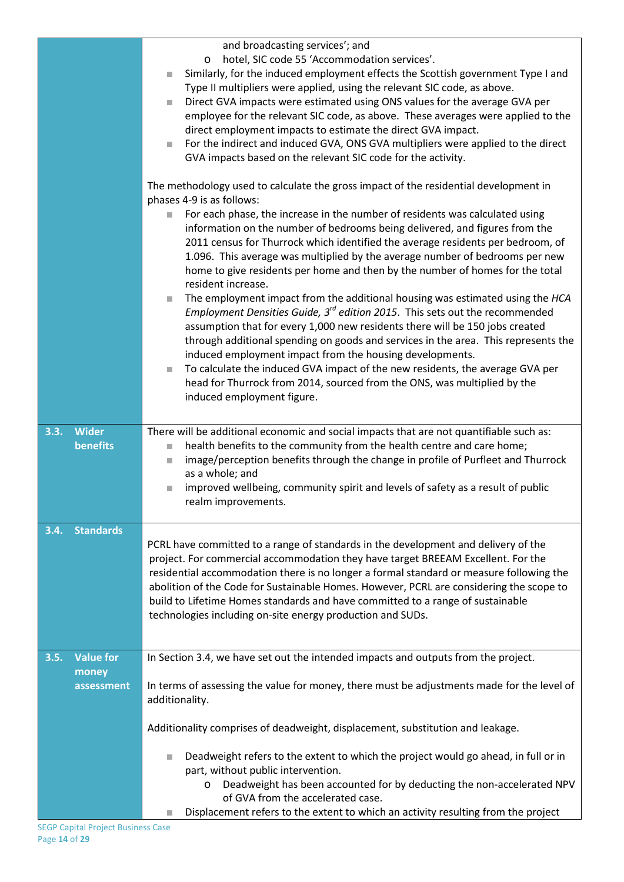and broadcasting services'; and
  - hotel, SIC code 55 'Accommodation services'.
- Similarly, for the induced employment effects the Scottish government Type I and Type II multipliers were applied, using the relevant SIC code, as above.
- Direct GVA impacts were estimated using ONS values for the average GVA per employee for the relevant SIC code, as above. These averages were applied to the direct employment impacts to estimate the direct GVA impact.
- For the indirect and induced GVA, ONS GVA multipliers were applied to the direct GVA impacts based on the relevant SIC code for the activity.

The methodology used to calculate the gross impact of the residential development in phases 4-9 is as follows:

- For each phase, the increase in the number of residents was calculated using information on the number of bedrooms being delivered, and figures from the 2011 census for Thurrock which identified the average residents per bedroom, of 1.096. This average was multiplied by the average number of bedrooms per new home to give residents per home and then by the number of homes for the total resident increase.
- The employment impact from the additional housing was estimated using the *HCA Employment Densities Guide, 3rd edition 2015*. This sets out the recommended assumption that for every 1,000 new residents there will be 150 jobs created through additional spending on goods and services in the area. This represents the induced employment impact from the housing developments.
- To calculate the induced GVA impact of the new residents, the average GVA per head for Thurrock from 2014, sourced from the ONS, was multiplied by the induced employment figure.

## 3.3. Wider benefits

There will be additional economic and social impacts that are not quantifiable such as:

- health benefits to the community from the health centre and care home;
- image/perception benefits through the change in profile of Purfleet and Thurrock as a whole; and
- improved wellbeing, community spirit and levels of safety as a result of public realm improvements.

## 3.4. Standards

PCRL have committed to a range of standards in the development and delivery of the project. For commercial accommodation they have target BREEAM Excellent. For the residential accommodation there is no longer a formal standard or measure following the abolition of the Code for Sustainable Homes. However, PCRL are considering the scope to build to Lifetime Homes standards and have committed to a range of sustainable technologies including on-site energy production and SUDs.

## 3.5. Value for money assessment

In Section 3.4, we have set out the intended impacts and outputs from the project.

In terms of assessing the value for money, there must be adjustments made for the level of additionality.

Additionality comprises of deadweight, displacement, substitution and leakage.

- Deadweight refers to the extent to which the project would go ahead, in full or in part, without public intervention.
  - Deadweight has been accounted for by deducting the non-accelerated NPV of GVA from the accelerated case.
- Displacement refers to the extent to which an activity resulting from the project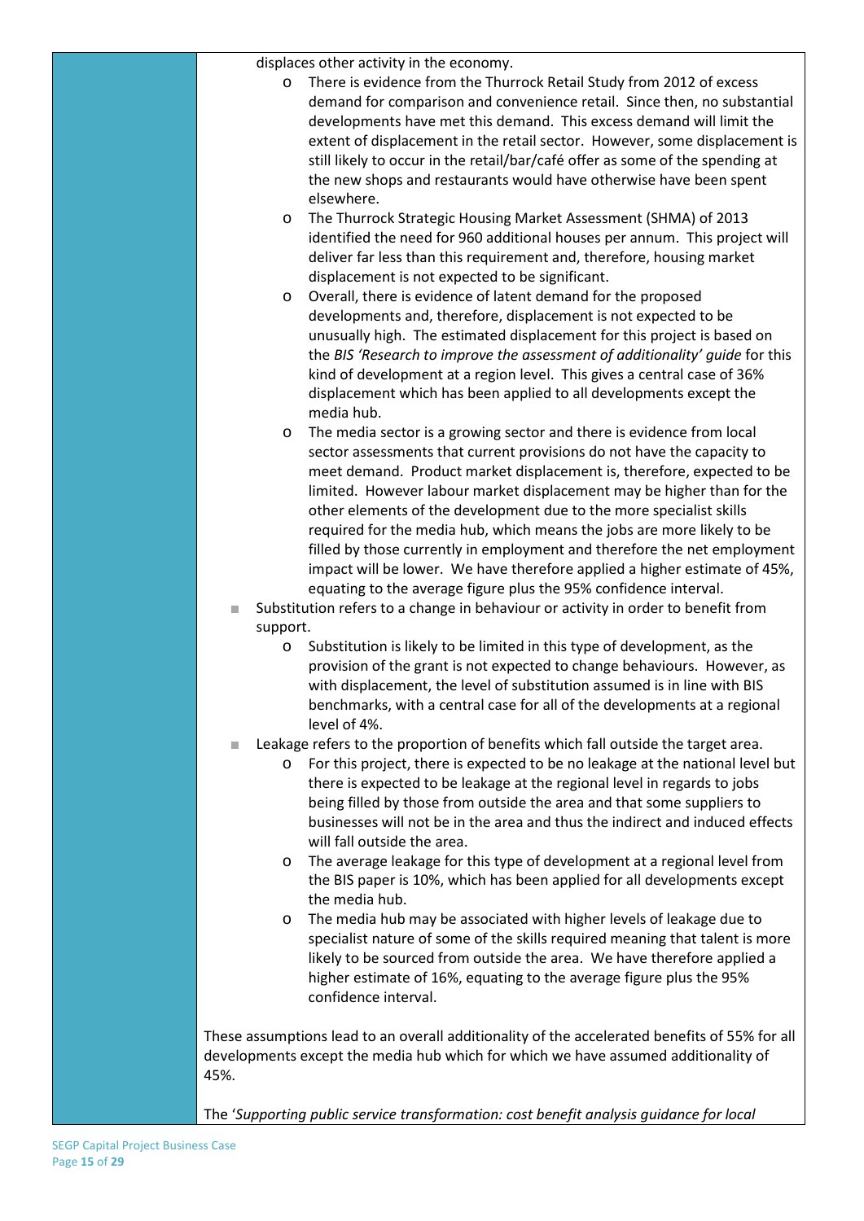displaces other activity in the economy.

- There is evidence from the Thurrock Retail Study from 2012 of excess demand for comparison and convenience retail. Since then, no substantial developments have met this demand. This excess demand will limit the extent of displacement in the retail sector. However, some displacement is still likely to occur in the retail/bar/café offer as some of the spending at the new shops and restaurants would have otherwise have been spent elsewhere.
- The Thurrock Strategic Housing Market Assessment (SHMA) of 2013 identified the need for 960 additional houses per annum. This project will deliver far less than this requirement and, therefore, housing market displacement is not expected to be significant.
- Overall, there is evidence of latent demand for the proposed developments and, therefore, displacement is not expected to be unusually high. The estimated displacement for this project is based on the *BIS 'Research to improve the assessment of additionality' guide* for this kind of development at a region level. This gives a central case of 36% displacement which has been applied to all developments except the media hub.
- The media sector is a growing sector and there is evidence from local sector assessments that current provisions do not have the capacity to meet demand. Product market displacement is, therefore, expected to be limited. However labour market displacement may be higher than for the other elements of the development due to the more specialist skills required for the media hub, which means the jobs are more likely to be filled by those currently in employment and therefore the net employment impact will be lower. We have therefore applied a higher estimate of 45%, equating to the average figure plus the 95% confidence interval.

- Substitution refers to a change in behaviour or activity in order to benefit from support.
  - Substitution is likely to be limited in this type of development, as the provision of the grant is not expected to change behaviours. However, as with displacement, the level of substitution assumed is in line with BIS benchmarks, with a central case for all of the developments at a regional level of 4%.
- Leakage refers to the proportion of benefits which fall outside the target area.
  - For this project, there is expected to be no leakage at the national level but there is expected to be leakage at the regional level in regards to jobs being filled by those from outside the area and that some suppliers to businesses will not be in the area and thus the indirect and induced effects will fall outside the area.
  - The average leakage for this type of development at a regional level from the BIS paper is 10%, which has been applied for all developments except the media hub.
  - The media hub may be associated with higher levels of leakage due to specialist nature of some of the skills required meaning that talent is more likely to be sourced from outside the area. We have therefore applied a higher estimate of 16%, equating to the average figure plus the 95% confidence interval.

These assumptions lead to an overall additionality of the accelerated benefits of 55% for all developments except the media hub which for which we have assumed additionality of 45%.

The '*Supporting public service transformation: cost benefit analysis guidance for local*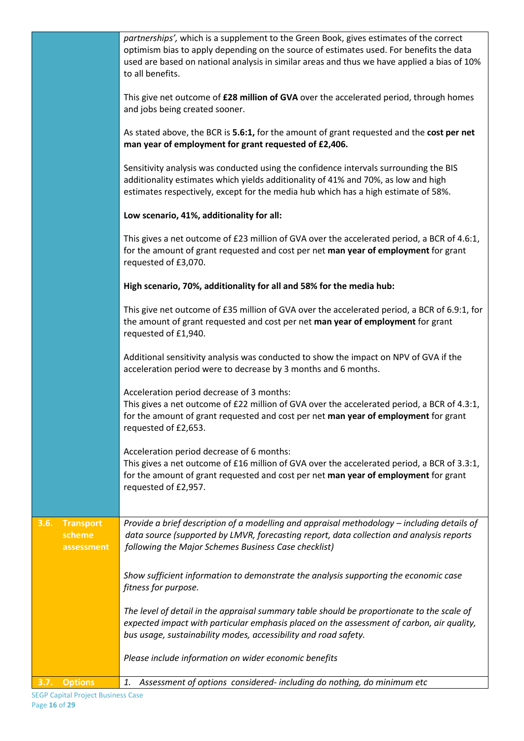| | |
|---|---|
| | *partnerships'*, which is a supplement to the Green Book, gives estimates of the correct optimism bias to apply depending on the source of estimates used. For benefits the data used are based on national analysis in similar areas and thus we have applied a bias of 10% to all benefits.<br><br>This give net outcome of **£28 million of GVA** over the accelerated period, through homes and jobs being created sooner.<br><br>As stated above, the BCR is **5.6:1,** for the amount of grant requested and the **cost per net man year of employment for grant requested of £2,406.**<br><br>Sensitivity analysis was conducted using the confidence intervals surrounding the BIS additionality estimates which yields additionality of 41% and 70%, as low and high estimates respectively, except for the media hub which has a high estimate of 58%.<br><br>**Low scenario, 41%, additionality for all:**<br><br>This gives a net outcome of £23 million of GVA over the accelerated period, a BCR of 4.6:1, for the amount of grant requested and cost per net **man year of employment** for grant requested of £3,070.<br><br>**High scenario, 70%, additionality for all and 58% for the media hub:**<br><br>This give net outcome of £35 million of GVA over the accelerated period, a BCR of 6.9:1, for the amount of grant requested and cost per net **man year of employment** for grant requested of £1,940.<br><br>Additional sensitivity analysis was conducted to show the impact on NPV of GVA if the acceleration period were to decrease by 3 months and 6 months.<br><br>Acceleration period decrease of 3 months:<br>This gives a net outcome of £22 million of GVA over the accelerated period, a BCR of 4.3:1, for the amount of grant requested and cost per net **man year of employment** for grant requested of £2,653.<br><br>Acceleration period decrease of 6 months:<br>This gives a net outcome of £16 million of GVA over the accelerated period, a BCR of 3.3:1, for the amount of grant requested and cost per net **man year of employment** for grant requested of £2,957. |
| **3.6. Transport scheme assessment** | *Provide a brief description of a modelling and appraisal methodology – including details of data source (supported by LMVR, forecasting report, data collection and analysis reports following the Major Schemes Business Case checklist)*<br><br>*Show sufficient information to demonstrate the analysis supporting the economic case fitness for purpose.*<br><br>*The level of detail in the appraisal summary table should be proportionate to the scale of expected impact with particular emphasis placed on the assessment of carbon, air quality, bus usage, sustainability modes, accessibility and road safety.*<br><br>*Please include information on wider economic benefits* |
| **3.7. Options** | *1. Assessment of options considered- including do nothing, do minimum etc* |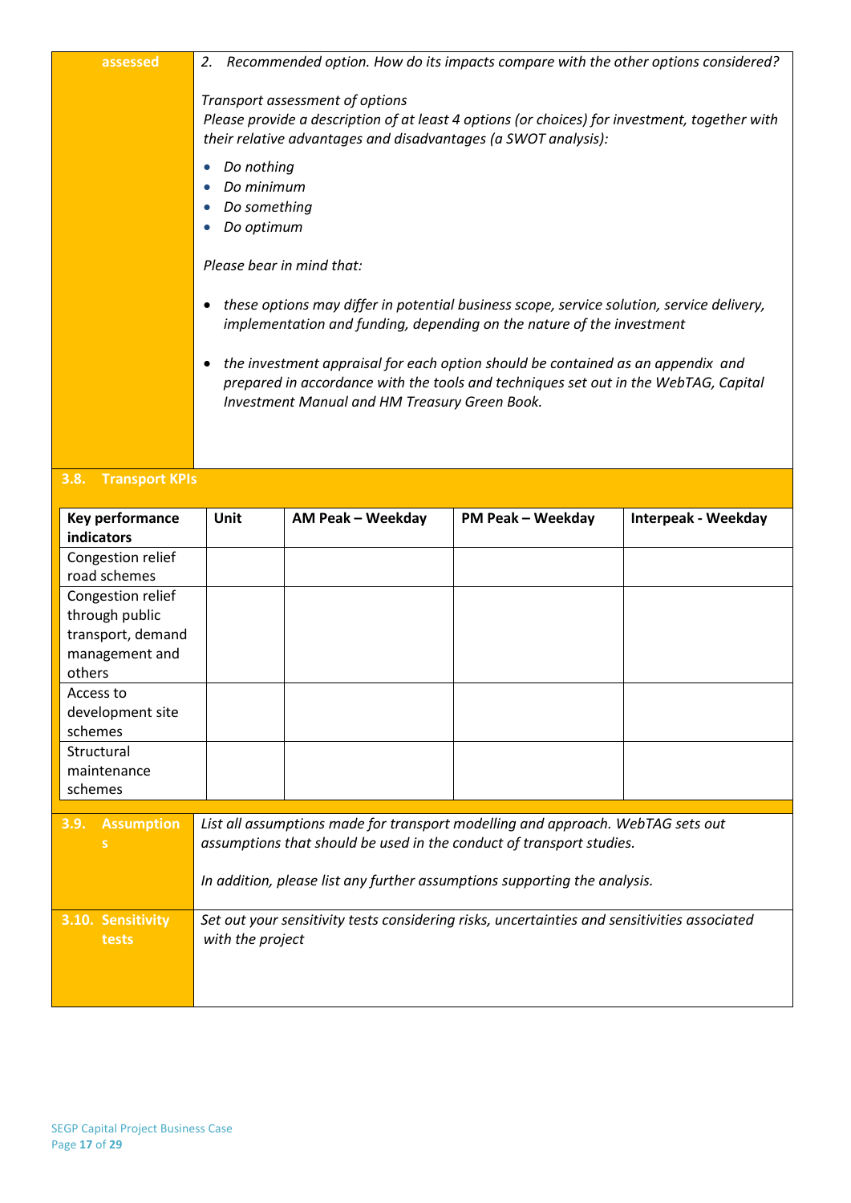| assessed | 2. *Recommended option. How do its impacts compare with the other options considered?*<br><br>*Transport assessment of options*<br>*Please provide a description of at least 4 options (or choices) for investment, together with their relative advantages and disadvantages (a SWOT analysis):*<br><br>• *Do nothing*<br>• *Do minimum*<br>• *Do something*<br>• *Do optimum*<br><br>*Please bear in mind that:*<br><br>• *these options may differ in potential business scope, service solution, service delivery, implementation and funding, depending on the nature of the investment*<br><br>• *the investment appraisal for each option should be contained as an appendix and prepared in accordance with the tools and techniques set out in the WebTAG, Capital Investment Manual and HM Treasury Green Book.* |
|---|---|

**3.8. Transport KPIs**

| Key performance indicators | Unit | AM Peak – Weekday | PM Peak – Weekday | Interpeak - Weekday |
|---|---|---|---|---|
| Congestion relief road schemes | | | | |
| Congestion relief through public transport, demand management and others | | | | |
| Access to development site schemes | | | | |
| Structural maintenance schemes | | | | |

| 3.9. Assumptions | *List all assumptions made for transport modelling and approach. WebTAG sets out assumptions that should be used in the conduct of transport studies.*<br><br>*In addition, please list any further assumptions supporting the analysis.* |
|---|---|
| 3.10. Sensitivity tests | *Set out your sensitivity tests considering risks, uncertainties and sensitivities associated with the project* |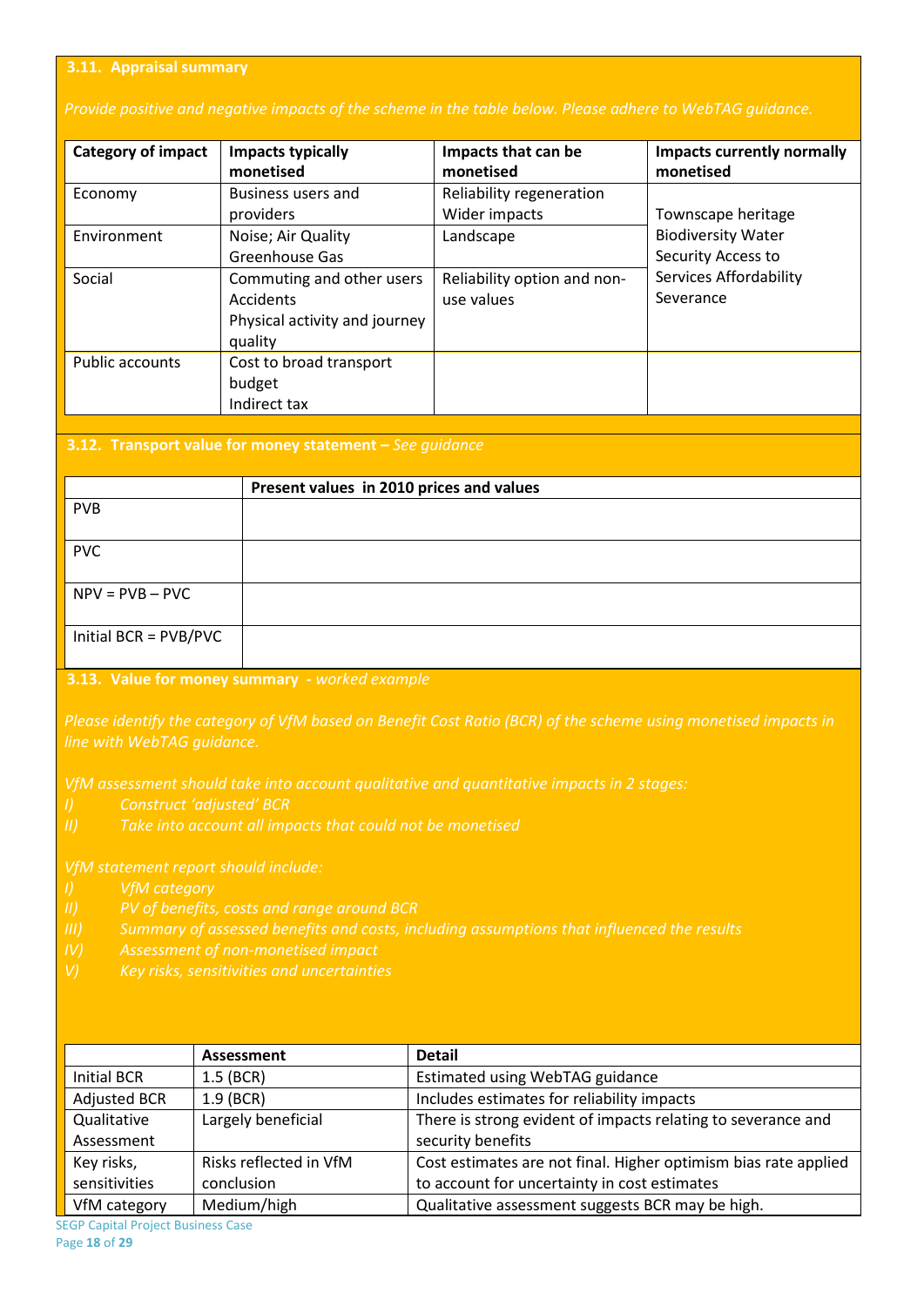### 3.11. Appraisal summary

*Provide positive and negative impacts of the scheme in the table below. Please adhere to WebTAG guidance.*

| Category of impact | Impacts typically monetised | Impacts that can be monetised | Impacts currently normally monetised |
|---|---|---|---|
| Economy | Business users and providers | Reliability regeneration Wider impacts | Townscape heritage Biodiversity Water Security Access to Services Affordability Severance |
| Environment | Noise; Air Quality Greenhouse Gas | Landscape | |
| Social | Commuting and other users Accidents Physical activity and journey quality | Reliability option and non-use values | |
| Public accounts | Cost to broad transport budget Indirect tax | | |

### 3.12. Transport value for money statement – *See guidance*

| | Present values in 2010 prices and values |
|---|---|
| PVB | |
| PVC | |
| NPV = PVB – PVC | |
| Initial BCR = PVB/PVC | |

### 3.13. Value for money summary - *worked example*

*Please identify the category of VfM based on Benefit Cost Ratio (BCR) of the scheme using monetised impacts in line with WebTAG guidance.*

*VfM assessment should take into account qualitative and quantitative impacts in 2 stages:*

*I) Construct 'adjusted' BCR*
*II) Take into account all impacts that could not be monetised*

*VfM statement report should include:*

*I) VfM category*
*II) PV of benefits, costs and range around BCR*
*III) Summary of assessed benefits and costs, including assumptions that influenced the results*
*IV) Assessment of non-monetised impact*
*V) Key risks, sensitivities and uncertainties*

| | Assessment | Detail |
|---|---|---|
| Initial BCR | 1.5 (BCR) | Estimated using WebTAG guidance |
| Adjusted BCR | 1.9 (BCR) | Includes estimates for reliability impacts |
| Qualitative Assessment | Largely beneficial | There is strong evident of impacts relating to severance and security benefits |
| Key risks, sensitivities | Risks reflected in VfM conclusion | Cost estimates are not final. Higher optimism bias rate applied to account for uncertainty in cost estimates |
| VfM category | Medium/high | Qualitative assessment suggests BCR may be high. |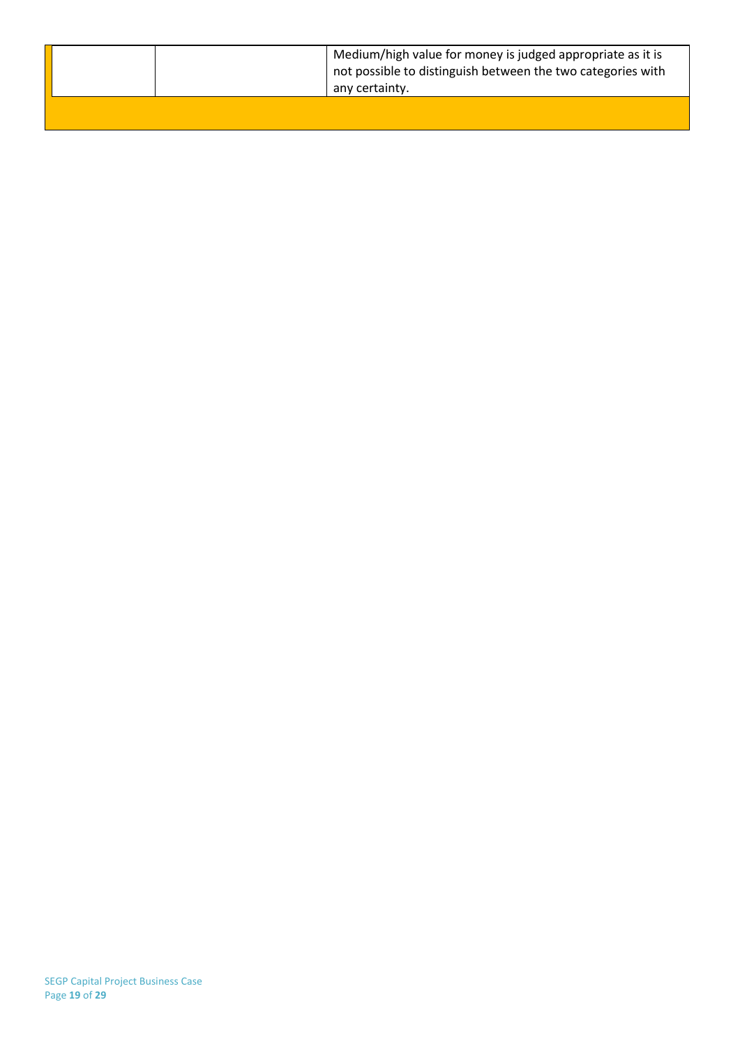| | | |
|---|---|---|
| | | Medium/high value for money is judged appropriate as it is not possible to distinguish between the two categories with any certainty. |
| | | |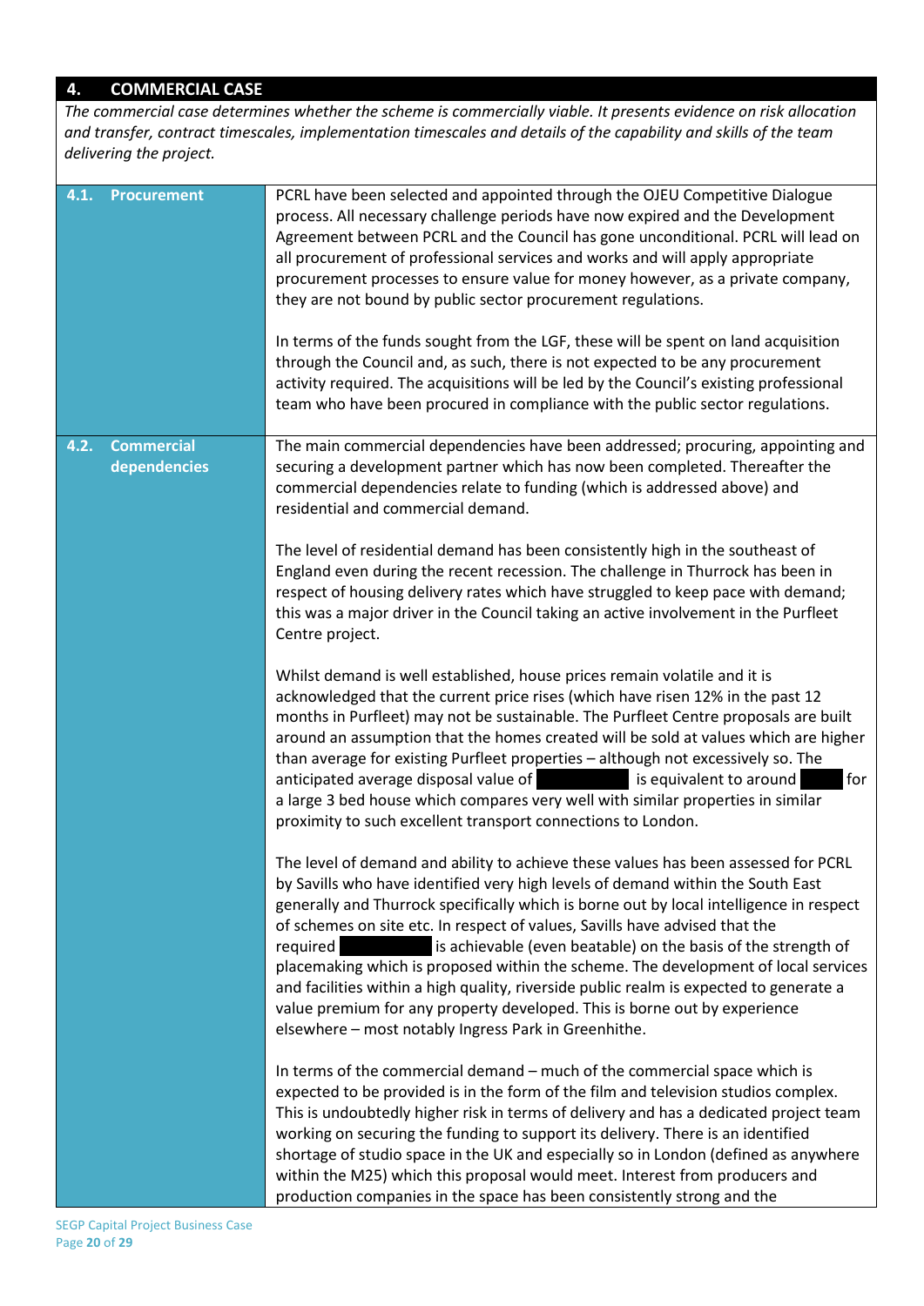## 4. COMMERCIAL CASE

*The commercial case determines whether the scheme is commercially viable. It presents evidence on risk allocation and transfer, contract timescales, implementation timescales and details of the capability and skills of the team delivering the project.*

| | |
|---|---|
| **4.1. Procurement** | PCRL have been selected and appointed through the OJEU Competitive Dialogue process. All necessary challenge periods have now expired and the Development Agreement between PCRL and the Council has gone unconditional. PCRL will lead on all procurement of professional services and works and will apply appropriate procurement processes to ensure value for money however, as a private company, they are not bound by public sector procurement regulations.<br><br>In terms of the funds sought from the LGF, these will be spent on land acquisition through the Council and, as such, there is not expected to be any procurement activity required. The acquisitions will be led by the Council's existing professional team who have been procured in compliance with the public sector regulations. |
| **4.2. Commercial dependencies** | The main commercial dependencies have been addressed; procuring, appointing and securing a development partner which has now been completed. Thereafter the commercial dependencies relate to funding (which is addressed above) and residential and commercial demand.<br><br>The level of residential demand has been consistently high in the southeast of England even during the recent recession. The challenge in Thurrock has been in respect of housing delivery rates which have struggled to keep pace with demand; this was a major driver in the Council taking an active involvement in the Purfleet Centre project.<br><br>Whilst demand is well established, house prices remain volatile and it is acknowledged that the current price rises (which have risen 12% in the past 12 months in Purfleet) may not be sustainable. The Purfleet Centre proposals are built around an assumption that the homes created will be sold at values which are higher than average for existing Purfleet properties – although not excessively so. The anticipated average disposal value of [REDACTED] is equivalent to around [REDACTED] for a large 3 bed house which compares very well with similar properties in similar proximity to such excellent transport connections to London.<br><br>The level of demand and ability to achieve these values has been assessed for PCRL by Savills who have identified very high levels of demand within the South East generally and Thurrock specifically which is borne out by local intelligence in respect of schemes on site etc. In respect of values, Savills have advised that the required [REDACTED] is achievable (even beatable) on the basis of the strength of placemaking which is proposed within the scheme. The development of local services and facilities within a high quality, riverside public realm is expected to generate a value premium for any property developed. This is borne out by experience elsewhere – most notably Ingress Park in Greenhithe.<br><br>In terms of the commercial demand – much of the commercial space which is expected to be provided is in the form of the film and television studios complex. This is undoubtedly higher risk in terms of delivery and has a dedicated project team working on securing the funding to support its delivery. There is an identified shortage of studio space in the UK and especially so in London (defined as anywhere within the M25) which this proposal would meet. Interest from producers and production companies in the space has been consistently strong and the |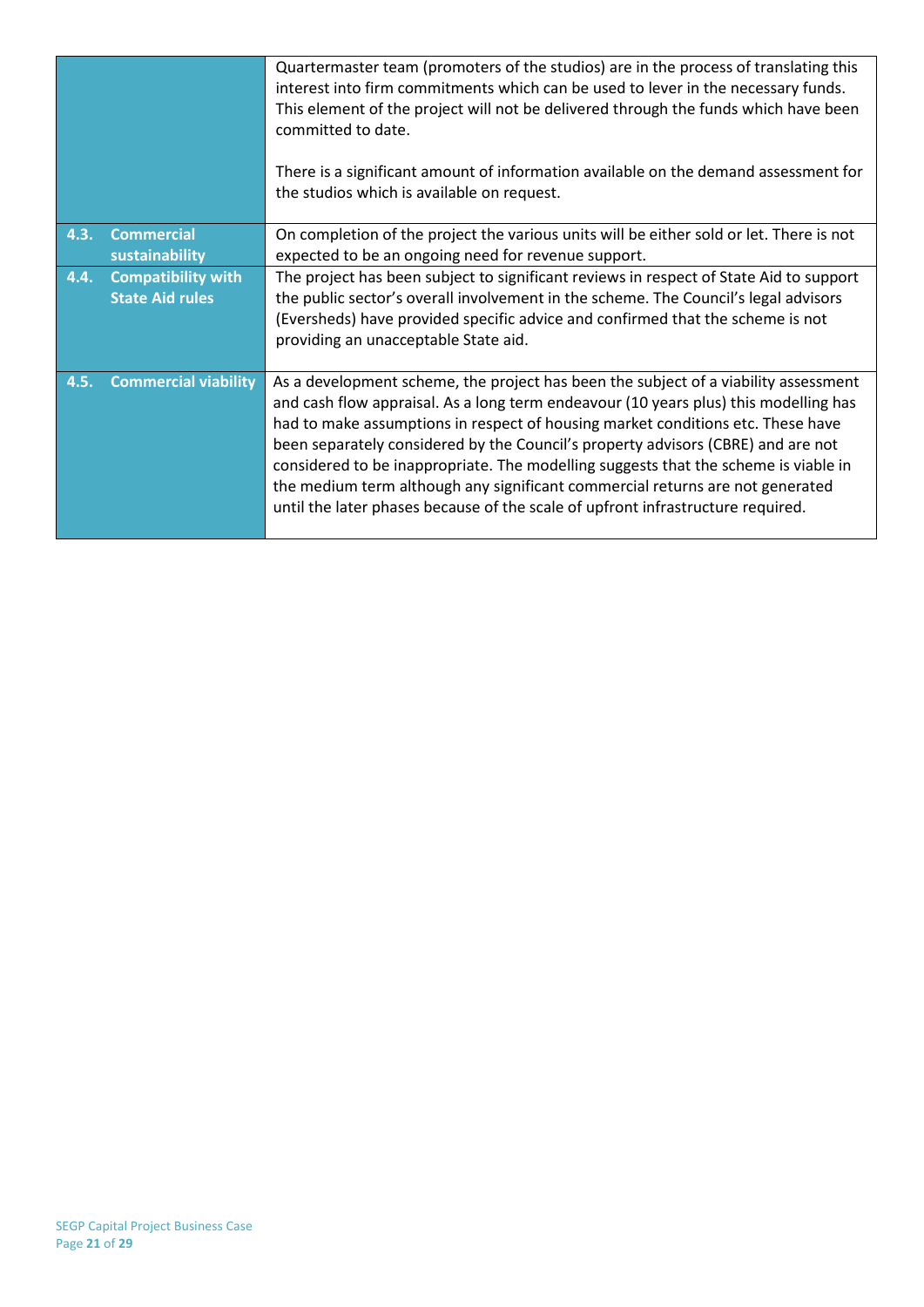| | |
|---|---|
| | Quartermaster team (promoters of the studios) are in the process of translating this interest into firm commitments which can be used to lever in the necessary funds. This element of the project will not be delivered through the funds which have been committed to date.<br><br>There is a significant amount of information available on the demand assessment for the studios which is available on request. |
| **4.3. Commercial sustainability** | On completion of the project the various units will be either sold or let. There is not expected to be an ongoing need for revenue support. |
| **4.4. Compatibility with State Aid rules** | The project has been subject to significant reviews in respect of State Aid to support the public sector's overall involvement in the scheme. The Council's legal advisors (Eversheds) have provided specific advice and confirmed that the scheme is not providing an unacceptable State aid. |
| **4.5. Commercial viability** | As a development scheme, the project has been the subject of a viability assessment and cash flow appraisal. As a long term endeavour (10 years plus) this modelling has had to make assumptions in respect of housing market conditions etc. These have been separately considered by the Council's property advisors (CBRE) and are not considered to be inappropriate. The modelling suggests that the scheme is viable in the medium term although any significant commercial returns are not generated until the later phases because of the scale of upfront infrastructure required. |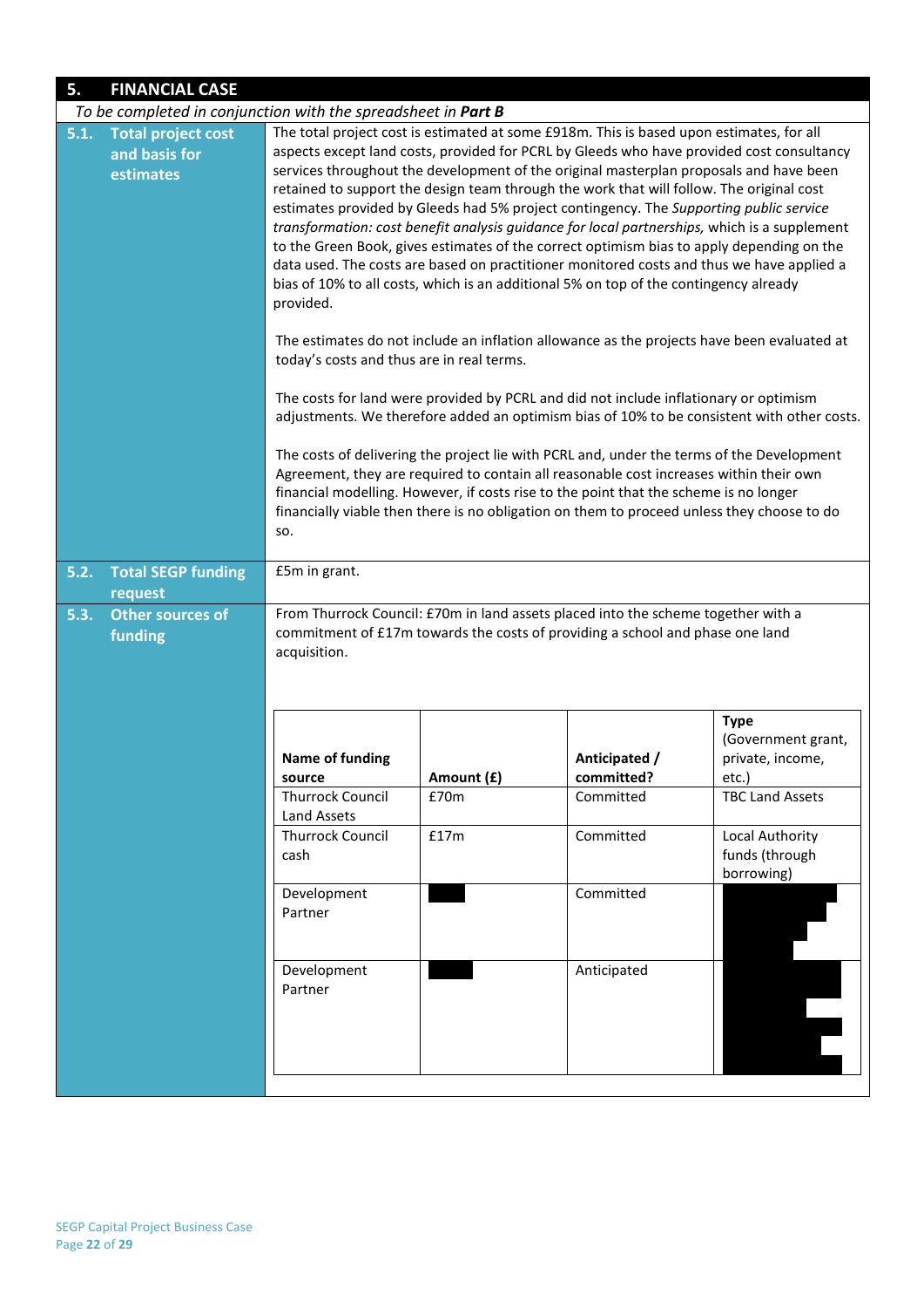## 5. FINANCIAL CASE

*To be completed in conjunction with the spreadsheet in **Part B***

### 5.1. Total project cost and basis for estimates

The total project cost is estimated at some £918m. This is based upon estimates, for all aspects except land costs, provided for PCRL by Gleeds who have provided cost consultancy services throughout the development of the original masterplan proposals and have been retained to support the design team through the work that will follow. The original cost estimates provided by Gleeds had 5% project contingency. The *Supporting public service transformation: cost benefit analysis guidance for local partnerships,* which is a supplement to the Green Book, gives estimates of the correct optimism bias to apply depending on the data used. The costs are based on practitioner monitored costs and thus we have applied a bias of 10% to all costs, which is an additional 5% on top of the contingency already provided.

The estimates do not include an inflation allowance as the projects have been evaluated at today's costs and thus are in real terms.

The costs for land were provided by PCRL and did not include inflationary or optimism adjustments. We therefore added an optimism bias of 10% to be consistent with other costs.

The costs of delivering the project lie with PCRL and, under the terms of the Development Agreement, they are required to contain all reasonable cost increases within their own financial modelling. However, if costs rise to the point that the scheme is no longer financially viable then there is no obligation on them to proceed unless they choose to do so.

### 5.2. Total SEGP funding request

£5m in grant.

### 5.3. Other sources of funding

From Thurrock Council: £70m in land assets placed into the scheme together with a commitment of £17m towards the costs of providing a school and phase one land acquisition.

| Name of funding source | Amount (£) | Anticipated / committed? | Type (Government grant, private, income, etc.) |
|---|---|---|---|
| Thurrock Council Land Assets | £70m | Committed | TBC Land Assets |
| Thurrock Council cash | £17m | Committed | Local Authority funds (through borrowing) |
| Development Partner | | Committed | |
| Development Partner | | Anticipated | |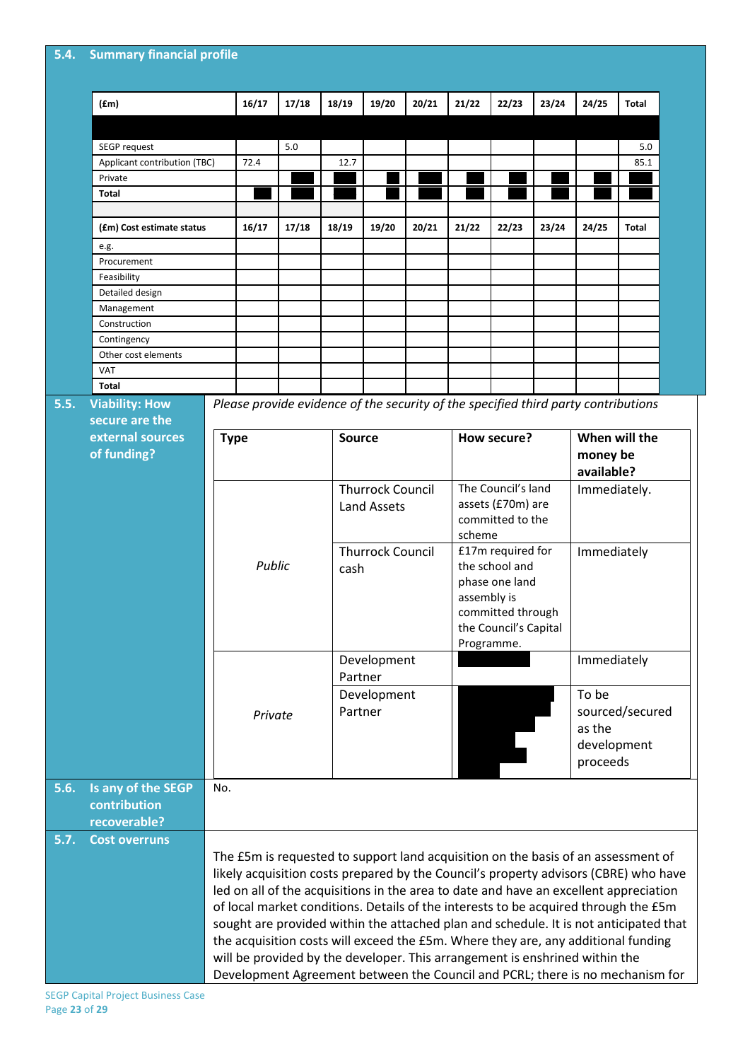## 5.4. Summary financial profile

| (£m) | 16/17 | 17/18 | 18/19 | 19/20 | 20/21 | 21/22 | 22/23 | 23/24 | 24/25 | Total |
|---|---|---|---|---|---|---|---|---|---|---|
| | | | | | | | | | | |
| SEGP request | | 5.0 | | | | | | | | 5.0 |
| Applicant contribution (TBC) | 72.4 | | 12.7 | | | | | | | 85.1 |
| Private | | | | | | | | | | |
| **Total** | | | | | | | | | | |

| (£m) Cost estimate status | 16/17 | 17/18 | 18/19 | 19/20 | 20/21 | 21/22 | 22/23 | 23/24 | 24/25 | Total |
|---|---|---|---|---|---|---|---|---|---|---|
| e.g. | | | | | | | | | | |
| Procurement | | | | | | | | | | |
| Feasibility | | | | | | | | | | |
| Detailed design | | | | | | | | | | |
| Management | | | | | | | | | | |
| Construction | | | | | | | | | | |
| Contingency | | | | | | | | | | |
| Other cost elements | | | | | | | | | | |
| VAT | | | | | | | | | | |
| **Total** | | | | | | | | | | |

## 5.5. Viability: How secure are the external sources of funding?

*Please provide evidence of the security of the specified third party contributions*

| Type | Source | How secure? | When will the money be available? |
|---|---|---|---|
| *Public* | Thurrock Council Land Assets | The Council's land assets (£70m) are committed to the scheme | Immediately. |
| | Thurrock Council cash | £17m required for the school and phase one land assembly is committed through the Council's Capital Programme. | Immediately |
| *Private* | Development Partner | | Immediately |
| | Development Partner | | To be sourced/secured as the development proceeds |

## 5.6. Is any of the SEGP contribution recoverable?

No.

## 5.7. Cost overruns

The £5m is requested to support land acquisition on the basis of an assessment of likely acquisition costs prepared by the Council's property advisors (CBRE) who have led on all of the acquisitions in the area to date and have an excellent appreciation of local market conditions. Details of the interests to be acquired through the £5m sought are provided within the attached plan and schedule. It is not anticipated that the acquisition costs will exceed the £5m. Where they are, any additional funding will be provided by the developer. This arrangement is enshrined within the Development Agreement between the Council and PCRL; there is no mechanism for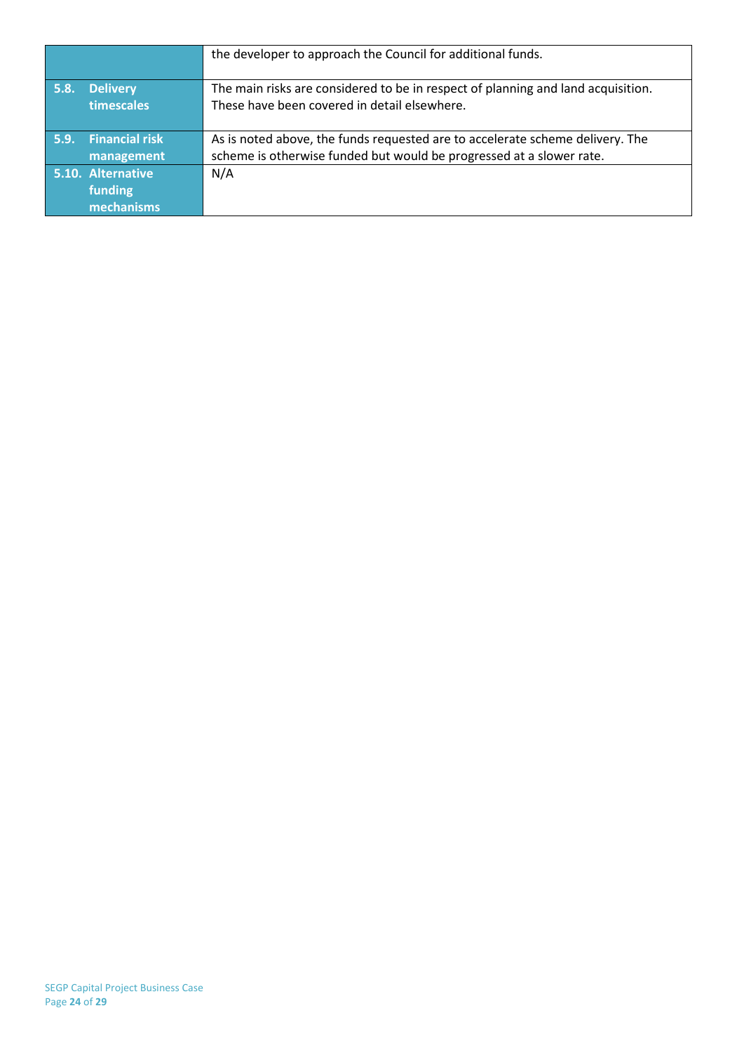| | |
|---|---|
| | the developer to approach the Council for additional funds. |
| **5.8. Delivery timescales** | The main risks are considered to be in respect of planning and land acquisition. These have been covered in detail elsewhere. |
| **5.9. Financial risk management** | As is noted above, the funds requested are to accelerate scheme delivery. The scheme is otherwise funded but would be progressed at a slower rate. |
| **5.10. Alternative funding mechanisms** | N/A |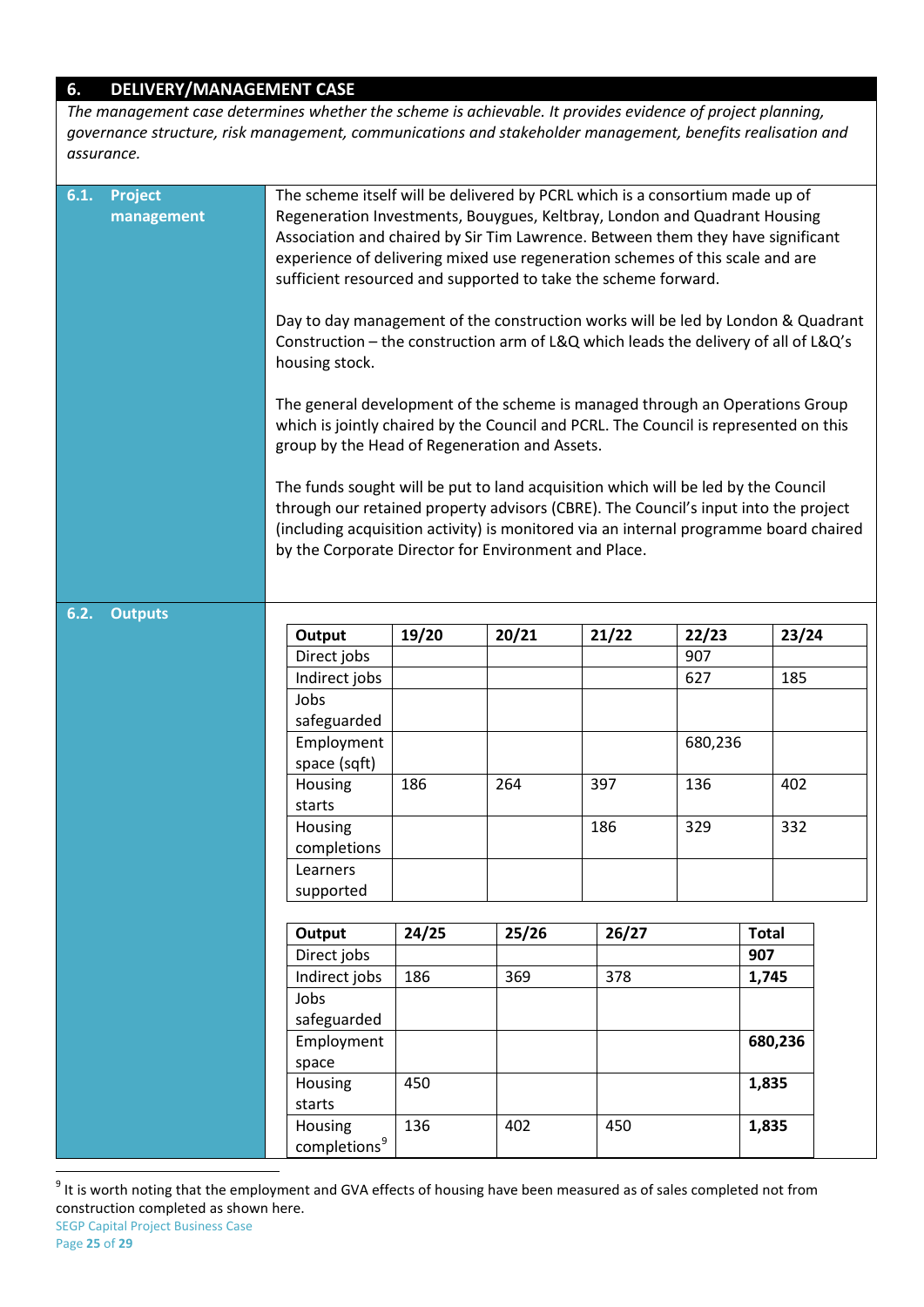## 6. DELIVERY/MANAGEMENT CASE

*The management case determines whether the scheme is achievable. It provides evidence of project planning, governance structure, risk management, communications and stakeholder management, benefits realisation and assurance.*

### 6.1. Project management

The scheme itself will be delivered by PCRL which is a consortium made up of Regeneration Investments, Bouygues, Keltbray, London and Quadrant Housing Association and chaired by Sir Tim Lawrence. Between them they have significant experience of delivering mixed use regeneration schemes of this scale and are sufficient resourced and supported to take the scheme forward.

Day to day management of the construction works will be led by London & Quadrant Construction – the construction arm of L&Q which leads the delivery of all of L&Q's housing stock.

The general development of the scheme is managed through an Operations Group which is jointly chaired by the Council and PCRL. The Council is represented on this group by the Head of Regeneration and Assets.

The funds sought will be put to land acquisition which will be led by the Council through our retained property advisors (CBRE). The Council's input into the project (including acquisition activity) is monitored via an internal programme board chaired by the Corporate Director for Environment and Place.

### 6.2. Outputs

| Output | 19/20 | 20/21 | 21/22 | 22/23 | 23/24 |
|---|---|---|---|---|---|
| Direct jobs | | | | 907 | |
| Indirect jobs | | | | 627 | 185 |
| Jobs safeguarded | | | | | |
| Employment space (sqft) | | | | 680,236 | |
| Housing starts | 186 | 264 | 397 | 136 | 402 |
| Housing completions | | | 186 | 329 | 332 |
| Learners supported | | | | | |

| Output | 24/25 | 25/26 | 26/27 | Total |
|---|---|---|---|---|
| Direct jobs | | | | **907** |
| Indirect jobs | 186 | 369 | 378 | **1,745** |
| Jobs safeguarded | | | | |
| Employment space | | | | **680,236** |
| Housing starts | 450 | | | **1,835** |
| Housing completions[9] | 136 | 402 | 450 | **1,835** |

[9] It is worth noting that the employment and GVA effects of housing have been measured as of sales completed not from construction completed as shown here.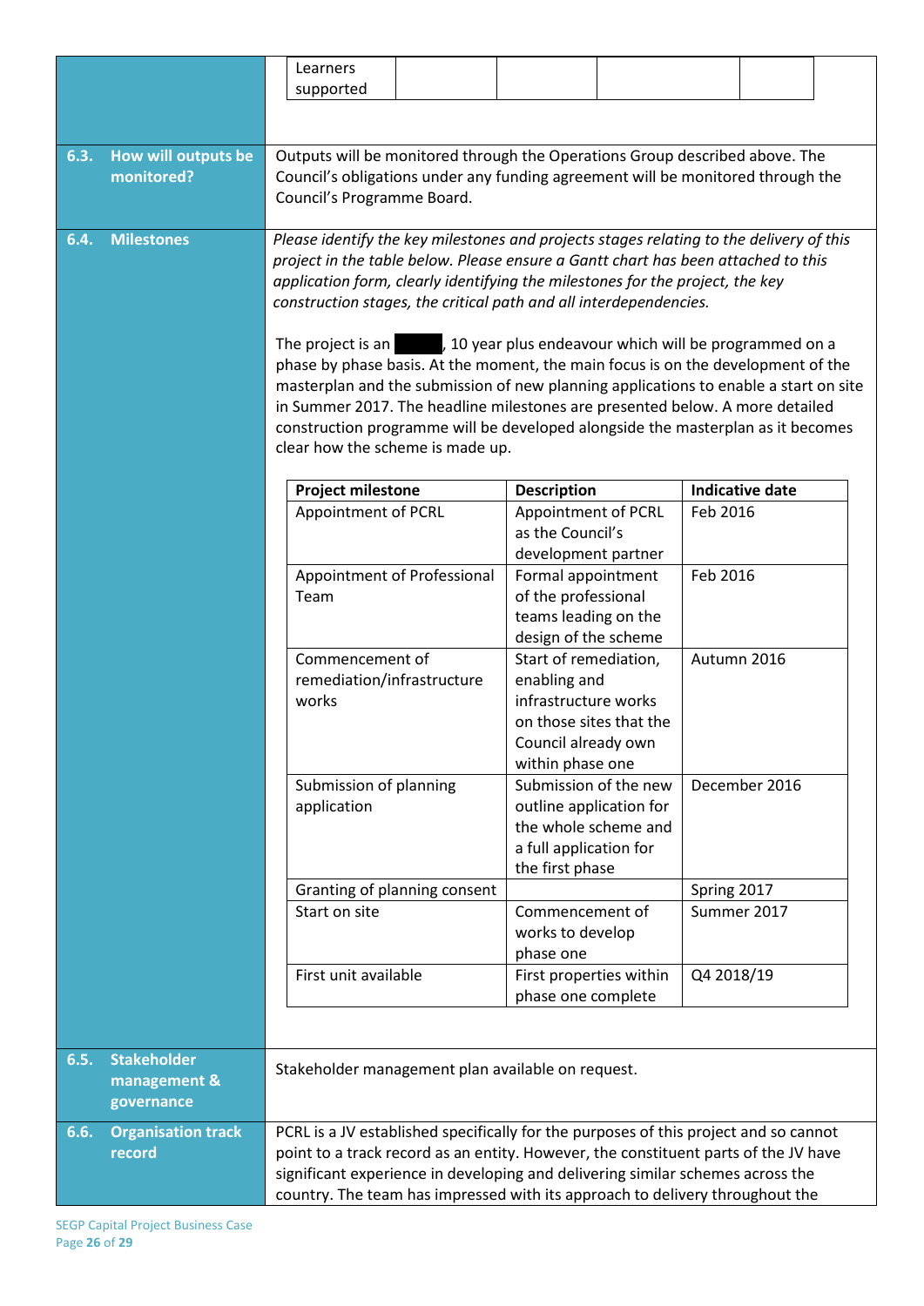| Learners supported | | | | |
|---|---|---|---|---|

## 6.3. How will outputs be monitored?

Outputs will be monitored through the Operations Group described above. The Council's obligations under any funding agreement will be monitored through the Council's Programme Board.

## 6.4. Milestones

*Please identify the key milestones and projects stages relating to the delivery of this project in the table below. Please ensure a Gantt chart has been attached to this application form, clearly identifying the milestones for the project, the key construction stages, the critical path and all interdependencies.*

The project is an ██████, 10 year plus endeavour which will be programmed on a phase by phase basis. At the moment, the main focus is on the development of the masterplan and the submission of new planning applications to enable a start on site in Summer 2017. The headline milestones are presented below. A more detailed construction programme will be developed alongside the masterplan as it becomes clear how the scheme is made up.

| Project milestone | Description | Indicative date |
|---|---|---|
| Appointment of PCRL | Appointment of PCRL as the Council's development partner | Feb 2016 |
| Appointment of Professional Team | Formal appointment of the professional teams leading on the design of the scheme | Feb 2016 |
| Commencement of remediation/infrastructure works | Start of remediation, enabling and infrastructure works on those sites that the Council already own within phase one | Autumn 2016 |
| Submission of planning application | Submission of the new outline application for the whole scheme and a full application for the first phase | December 2016 |
| Granting of planning consent | | Spring 2017 |
| Start on site | Commencement of works to develop phase one | Summer 2017 |
| First unit available | First properties within phase one complete | Q4 2018/19 |

## 6.5. Stakeholder management & governance

Stakeholder management plan available on request.

## 6.6. Organisation track record

PCRL is a JV established specifically for the purposes of this project and so cannot point to a track record as an entity. However, the constituent parts of the JV have significant experience in developing and delivering similar schemes across the country. The team has impressed with its approach to delivery throughout the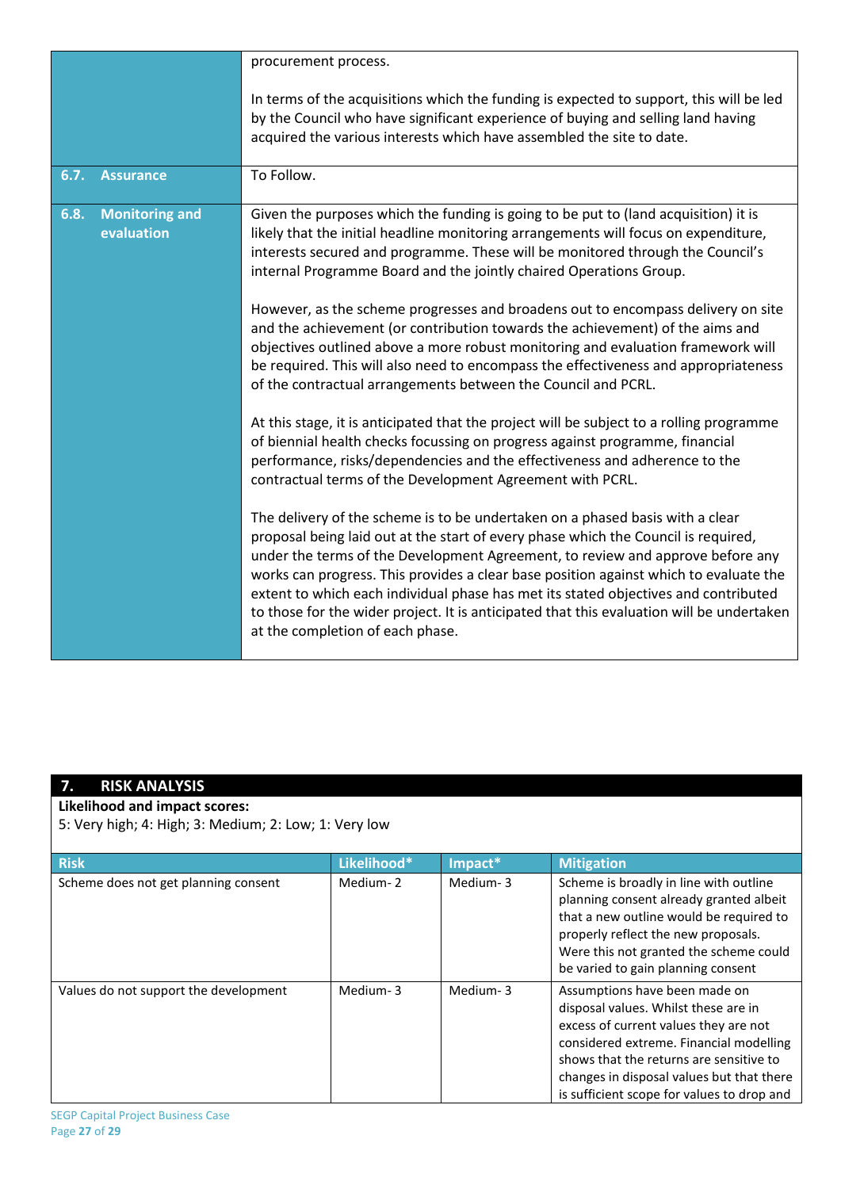| | |
|---|---|
| | procurement process.<br><br>In terms of the acquisitions which the funding is expected to support, this will be led by the Council who have significant experience of buying and selling land having acquired the various interests which have assembled the site to date. |
| **6.7. Assurance** | To Follow. |
| **6.8. Monitoring and evaluation** | Given the purposes which the funding is going to be put to (land acquisition) it is likely that the initial headline monitoring arrangements will focus on expenditure, interests secured and programme. These will be monitored through the Council's internal Programme Board and the jointly chaired Operations Group.<br><br>However, as the scheme progresses and broadens out to encompass delivery on site and the achievement (or contribution towards the achievement) of the aims and objectives outlined above a more robust monitoring and evaluation framework will be required. This will also need to encompass the effectiveness and appropriateness of the contractual arrangements between the Council and PCRL.<br><br>At this stage, it is anticipated that the project will be subject to a rolling programme of biennial health checks focussing on progress against programme, financial performance, risks/dependencies and the effectiveness and adherence to the contractual terms of the Development Agreement with PCRL.<br><br>The delivery of the scheme is to be undertaken on a phased basis with a clear proposal being laid out at the start of every phase which the Council is required, under the terms of the Development Agreement, to review and approve before any works can progress. This provides a clear base position against which to evaluate the extent to which each individual phase has met its stated objectives and contributed to those for the wider project. It is anticipated that this evaluation will be undertaken at the completion of each phase. |

## 7. RISK ANALYSIS

**Likelihood and impact scores:**
5: Very high; 4: High; 3: Medium; 2: Low; 1: Very low

| Risk | Likelihood* | Impact* | Mitigation |
|---|---|---|---|
| Scheme does not get planning consent | Medium- 2 | Medium- 3 | Scheme is broadly in line with outline planning consent already granted albeit that a new outline would be required to properly reflect the new proposals. Were this not granted the scheme could be varied to gain planning consent |
| Values do not support the development | Medium- 3 | Medium- 3 | Assumptions have been made on disposal values. Whilst these are in excess of current values they are not considered extreme. Financial modelling shows that the returns are sensitive to changes in disposal values but that there is sufficient scope for values to drop and |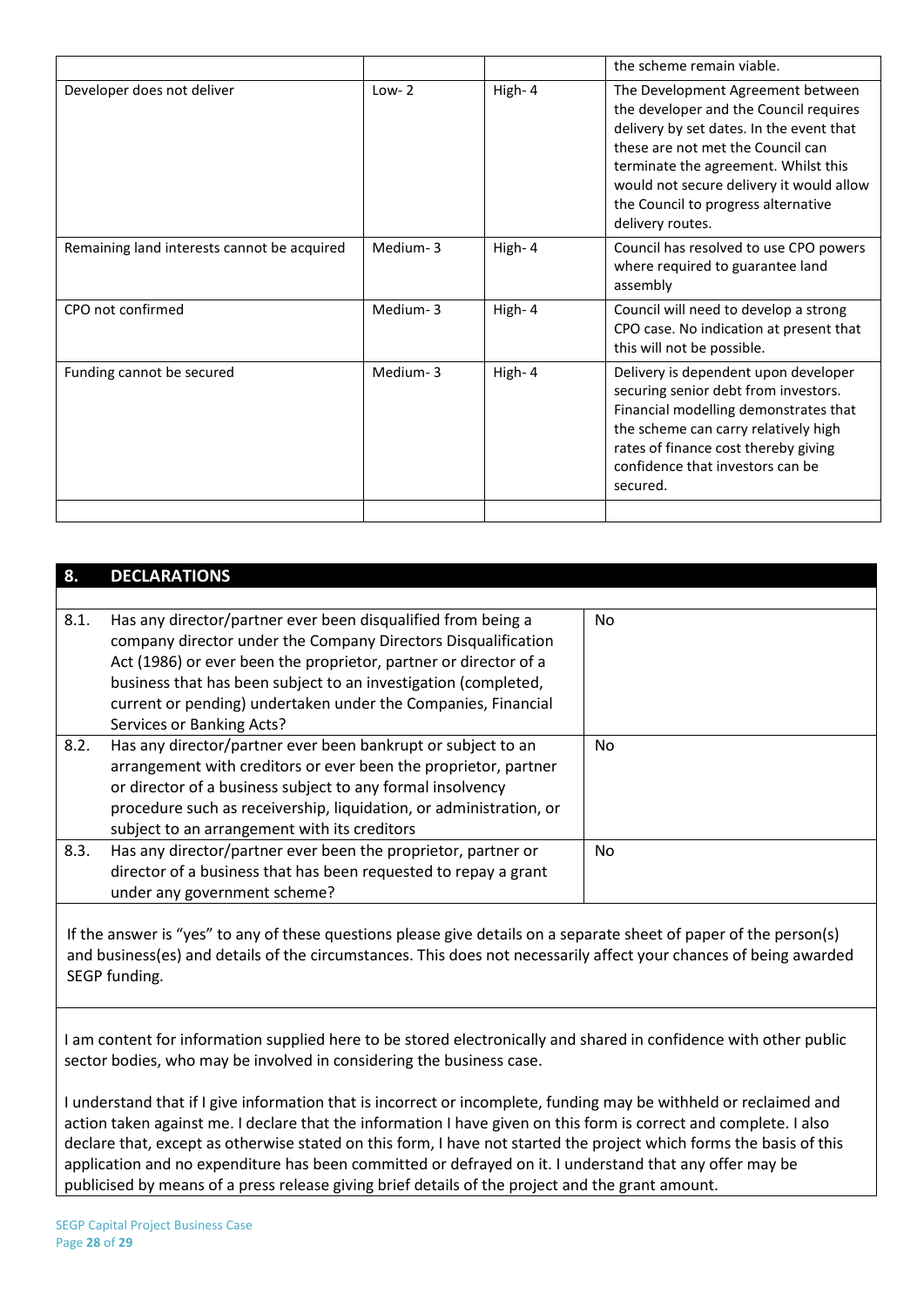| | | | |
|---|---|---|---|
| | | | the scheme remain viable. |
| Developer does not deliver | Low- 2 | High- 4 | The Development Agreement between the developer and the Council requires delivery by set dates. In the event that these are not met the Council can terminate the agreement. Whilst this would not secure delivery it would allow the Council to progress alternative delivery routes. |
| Remaining land interests cannot be acquired | Medium- 3 | High- 4 | Council has resolved to use CPO powers where required to guarantee land assembly |
| CPO not confirmed | Medium- 3 | High- 4 | Council will need to develop a strong CPO case. No indication at present that this will not be possible. |
| Funding cannot be secured | Medium- 3 | High- 4 | Delivery is dependent upon developer securing senior debt from investors. Financial modelling demonstrates that the scheme can carry relatively high rates of finance cost thereby giving confidence that investors can be secured. |
| | | | |

## 8. DECLARATIONS

| | | |
|---|---|---|
| 8.1. | Has any director/partner ever been disqualified from being a company director under the Company Directors Disqualification Act (1986) or ever been the proprietor, partner or director of a business that has been subject to an investigation (completed, current or pending) undertaken under the Companies, Financial Services or Banking Acts? | No |
| 8.2. | Has any director/partner ever been bankrupt or subject to an arrangement with creditors or ever been the proprietor, partner or director of a business subject to any formal insolvency procedure such as receivership, liquidation, or administration, or subject to an arrangement with its creditors | No |
| 8.3. | Has any director/partner ever been the proprietor, partner or director of a business that has been requested to repay a grant under any government scheme? | No |

If the answer is "yes" to any of these questions please give details on a separate sheet of paper of the person(s) and business(es) and details of the circumstances. This does not necessarily affect your chances of being awarded SEGP funding.

I am content for information supplied here to be stored electronically and shared in confidence with other public sector bodies, who may be involved in considering the business case.

I understand that if I give information that is incorrect or incomplete, funding may be withheld or reclaimed and action taken against me. I declare that the information I have given on this form is correct and complete. I also declare that, except as otherwise stated on this form, I have not started the project which forms the basis of this application and no expenditure has been committed or defrayed on it. I understand that any offer may be publicised by means of a press release giving brief details of the project and the grant amount.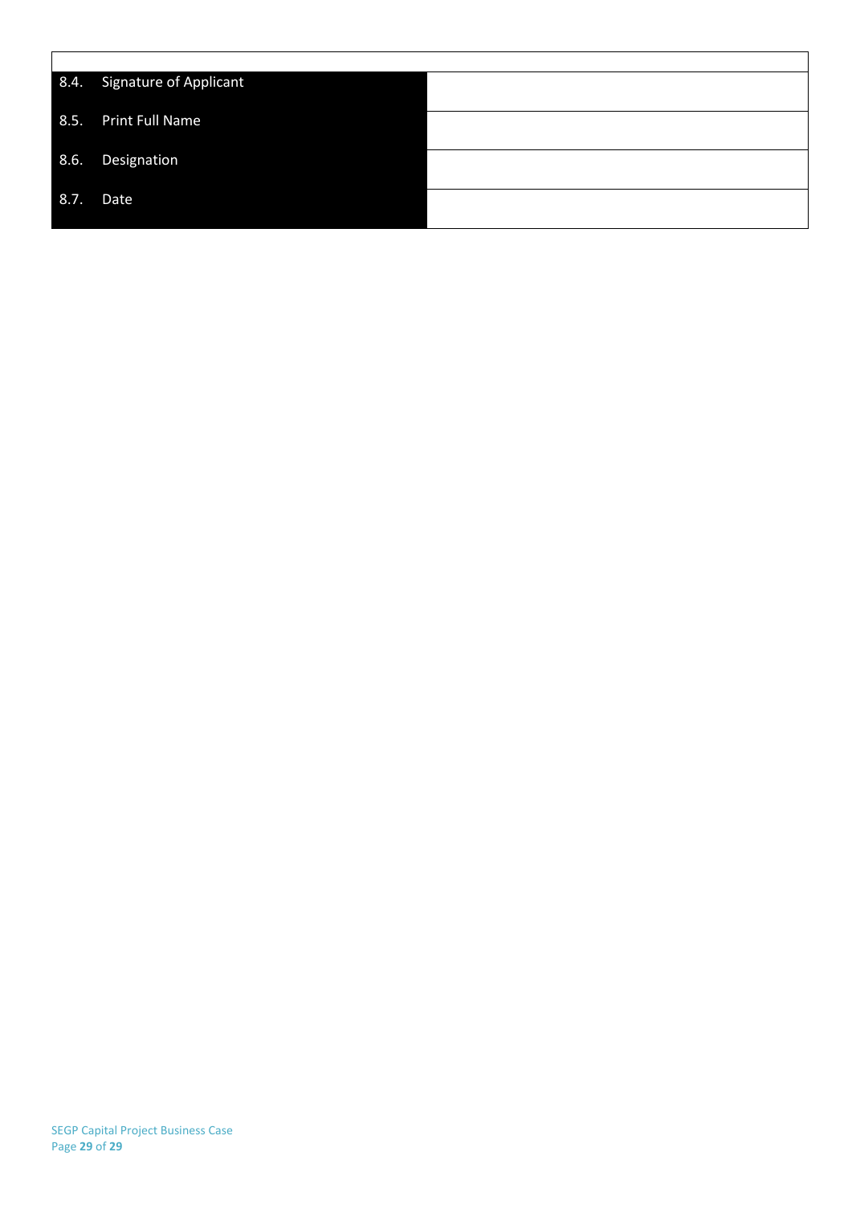| | |
|---|---|
| | |
| 8.4. Signature of Applicant | |
| 8.5. Print Full Name | |
| 8.6. Designation | |
| 8.7. Date | |